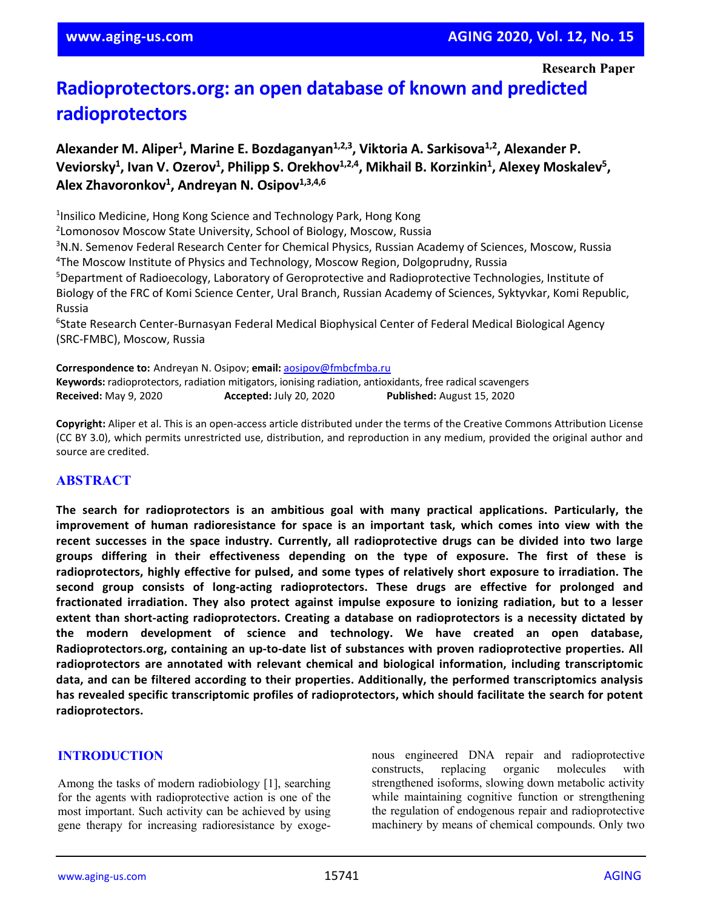**Research Paper**

# Radioprotectors.org: an open database of known and predicted radioprotectors

**Alexander M. Aliper[1], Marine E. Bozdaganyan[1,2,3], Viktoria A. Sarkisova[1,2], Alexander P. Veviorsky[1], Ivan V. Ozerov[1], Philipp S. Orekhov[1,2,4], Mikhail B. Korzinkin[1], Alexey Moskalev[5], Alex Zhavoronkov[1], Andreyan N. Osipov[1,3,4,6]**

[1]Insilico Medicine, Hong Kong Science and Technology Park, Hong Kong
[2]Lomonosov Moscow State University, School of Biology, Moscow, Russia
[3]N.N. Semenov Federal Research Center for Chemical Physics, Russian Academy of Sciences, Moscow, Russia
[4]The Moscow Institute of Physics and Technology, Moscow Region, Dolgoprudny, Russia
[5]Department of Radioecology, Laboratory of Geroprotective and Radioprotective Technologies, Institute of Biology of the FRC of Komi Science Center, Ural Branch, Russian Academy of Sciences, Syktyvkar, Komi Republic, Russia
[6]State Research Center-Burnasyan Federal Medical Biophysical Center of Federal Medical Biological Agency (SRC-FMBC), Moscow, Russia

**Correspondence to:** Andreyan N. Osipov; **email:** aosipov@fmbcfmba.ru
**Keywords:** radioprotectors, radiation mitigators, ionising radiation, antioxidants, free radical scavengers
**Received:** May 9, 2020 **Accepted:** July 20, 2020 **Published:** August 15, 2020

**Copyright:** Aliper et al. This is an open-access article distributed under the terms of the Creative Commons Attribution License (CC BY 3.0), which permits unrestricted use, distribution, and reproduction in any medium, provided the original author and source are credited.

## ABSTRACT

**The search for radioprotectors is an ambitious goal with many practical applications. Particularly, the improvement of human radioresistance for space is an important task, which comes into view with the recent successes in the space industry. Currently, all radioprotective drugs can be divided into two large groups differing in their effectiveness depending on the type of exposure. The first of these is radioprotectors, highly effective for pulsed, and some types of relatively short exposure to irradiation. The second group consists of long-acting radioprotectors. These drugs are effective for prolonged and fractionated irradiation. They also protect against impulse exposure to ionizing radiation, but to a lesser extent than short-acting radioprotectors. Creating a database on radioprotectors is a necessity dictated by the modern development of science and technology. We have created an open database, Radioprotectors.org, containing an up-to-date list of substances with proven radioprotective properties. All radioprotectors are annotated with relevant chemical and biological information, including transcriptomic data, and can be filtered according to their properties. Additionally, the performed transcriptomics analysis has revealed specific transcriptomic profiles of radioprotectors, which should facilitate the search for potent radioprotectors.**

## INTRODUCTION

Among the tasks of modern radiobiology [1], searching for the agents with radioprotective action is one of the most important. Such activity can be achieved by using gene therapy for increasing radioresistance by exogenous engineered DNA repair and radioprotective constructs, replacing organic molecules with strengthened isoforms, slowing down metabolic activity while maintaining cognitive function or strengthening the regulation of endogenous repair and radioprotective machinery by means of chemical compounds. Only two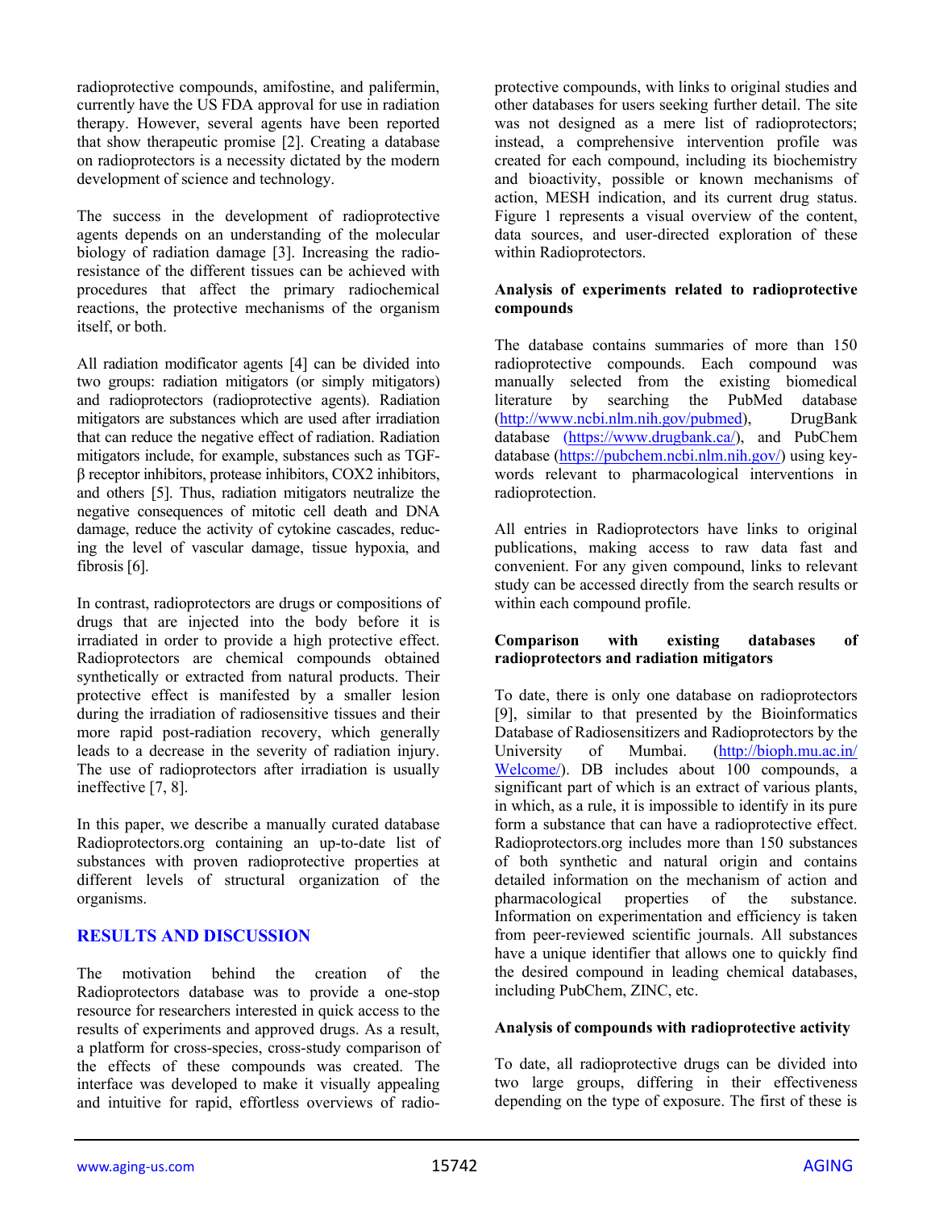radioprotective compounds, amifostine, and palifermin, currently have the US FDA approval for use in radiation therapy. However, several agents have been reported that show therapeutic promise [2]. Creating a database on radioprotectors is a necessity dictated by the modern development of science and technology.

The success in the development of radioprotective agents depends on an understanding of the molecular biology of radiation damage [3]. Increasing the radio-resistance of the different tissues can be achieved with procedures that affect the primary radiochemical reactions, the protective mechanisms of the organism itself, or both.

All radiation modificator agents [4] can be divided into two groups: radiation mitigators (or simply mitigators) and radioprotectors (radioprotective agents). Radiation mitigators are substances which are used after irradiation that can reduce the negative effect of radiation. Radiation mitigators include, for example, substances such as TGF-β receptor inhibitors, protease inhibitors, COX2 inhibitors, and others [5]. Thus, radiation mitigators neutralize the negative consequences of mitotic cell death and DNA damage, reduce the activity of cytokine cascades, reducing the level of vascular damage, tissue hypoxia, and fibrosis [6].

In contrast, radioprotectors are drugs or compositions of drugs that are injected into the body before it is irradiated in order to provide a high protective effect. Radioprotectors are chemical compounds obtained synthetically or extracted from natural products. Their protective effect is manifested by a smaller lesion during the irradiation of radiosensitive tissues and their more rapid post-radiation recovery, which generally leads to a decrease in the severity of radiation injury. The use of radioprotectors after irradiation is usually ineffective [7, 8].

In this paper, we describe a manually curated database Radioprotectors.org containing an up-to-date list of substances with proven radioprotective properties at different levels of structural organization of the organisms.

## RESULTS AND DISCUSSION

The motivation behind the creation of the Radioprotectors database was to provide a one-stop resource for researchers interested in quick access to the results of experiments and approved drugs. As a result, a platform for cross-species, cross-study comparison of the effects of these compounds was created. The interface was developed to make it visually appealing and intuitive for rapid, effortless overviews of radio-protective compounds, with links to original studies and other databases for users seeking further detail. The site was not designed as a mere list of radioprotectors; instead, a comprehensive intervention profile was created for each compound, including its biochemistry and bioactivity, possible or known mechanisms of action, MESH indication, and its current drug status. Figure 1 represents a visual overview of the content, data sources, and user-directed exploration of these within Radioprotectors.

### Analysis of experiments related to radioprotective compounds

The database contains summaries of more than 150 radioprotective compounds. Each compound was manually selected from the existing biomedical literature by searching the PubMed database (http://www.ncbi.nlm.nih.gov/pubmed), DrugBank database (https://www.drugbank.ca/), and PubChem database (https://pubchem.ncbi.nlm.nih.gov/) using key-words relevant to pharmacological interventions in radioprotection.

All entries in Radioprotectors have links to original publications, making access to raw data fast and convenient. For any given compound, links to relevant study can be accessed directly from the search results or within each compound profile.

### Comparison with existing databases of radioprotectors and radiation mitigators

To date, there is only one database on radioprotectors [9], similar to that presented by the Bioinformatics Database of Radiosensitizers and Radioprotectors by the University of Mumbai. (http://bioph.mu.ac.in/Welcome/). DB includes about 100 compounds, a significant part of which is an extract of various plants, in which, as a rule, it is impossible to identify in its pure form a substance that can have a radioprotective effect. Radioprotectors.org includes more than 150 substances of both synthetic and natural origin and contains detailed information on the mechanism of action and pharmacological properties of the substance. Information on experimentation and efficiency is taken from peer-reviewed scientific journals. All substances have a unique identifier that allows one to quickly find the desired compound in leading chemical databases, including PubChem, ZINC, etc.

### Analysis of compounds with radioprotective activity

To date, all radioprotective drugs can be divided into two large groups, differing in their effectiveness depending on the type of exposure. The first of these is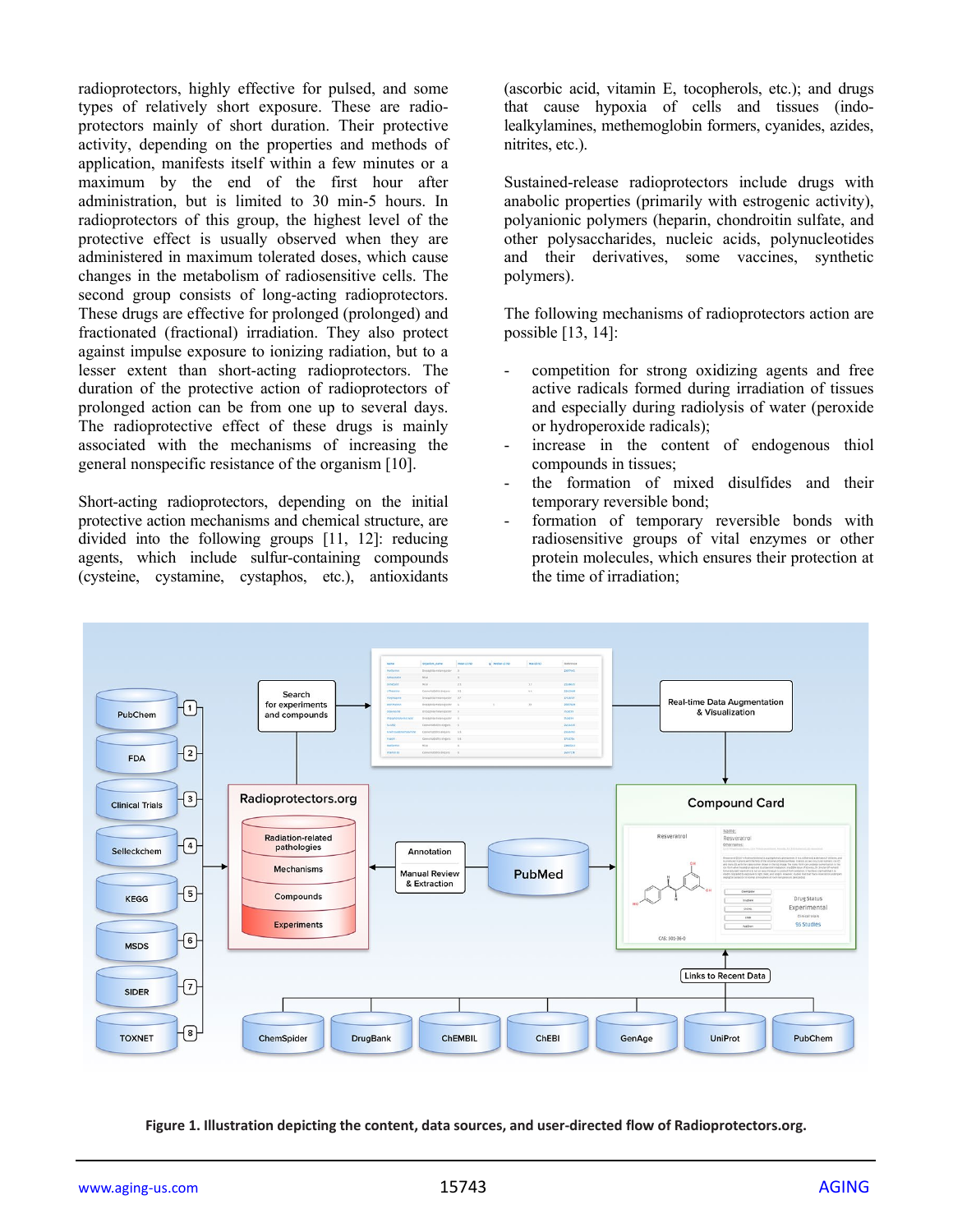radioprotectors, highly effective for pulsed, and some types of relatively short exposure. These are radioprotectors mainly of short duration. Their protective activity, depending on the properties and methods of application, manifests itself within a few minutes or a maximum by the end of the first hour after administration, but is limited to 30 min-5 hours. In radioprotectors of this group, the highest level of the protective effect is usually observed when they are administered in maximum tolerated doses, which cause changes in the metabolism of radiosensitive cells. The second group consists of long-acting radioprotectors. These drugs are effective for prolonged (prolonged) and fractionated (fractional) irradiation. They also protect against impulse exposure to ionizing radiation, but to a lesser extent than short-acting radioprotectors. The duration of the protective action of radioprotectors of prolonged action can be from one up to several days. The radioprotective effect of these drugs is mainly associated with the mechanisms of increasing the general nonspecific resistance of the organism [10].

Short-acting radioprotectors, depending on the initial protective action mechanisms and chemical structure, are divided into the following groups [11, 12]: reducing agents, which include sulfur-containing compounds (cysteine, cystamine, cystaphos, etc.), antioxidants (ascorbic acid, vitamin E, tocopherols, etc.); and drugs that cause hypoxia of cells and tissues (indolealkylamines, methemoglobin formers, cyanides, azides, nitrites, etc.).

Sustained-release radioprotectors include drugs with anabolic properties (primarily with estrogenic activity), polyanionic polymers (heparin, chondroitin sulfate, and other polysaccharides, nucleic acids, polynucleotides and their derivatives, some vaccines, synthetic polymers).

The following mechanisms of radioprotectors action are possible [13, 14]:

- competition for strong oxidizing agents and free active radicals formed during irradiation of tissues and especially during radiolysis of water (peroxide or hydroperoxide radicals);
- increase in the content of endogenous thiol compounds in tissues;
- the formation of mixed disulfides and their temporary reversible bond;
- formation of temporary reversible bonds with radiosensitive groups of vital enzymes or other protein molecules, which ensures their protection at the time of irradiation;

**Figure 1. Illustration depicting the content, data sources, and user-directed flow of Radioprotectors.org.**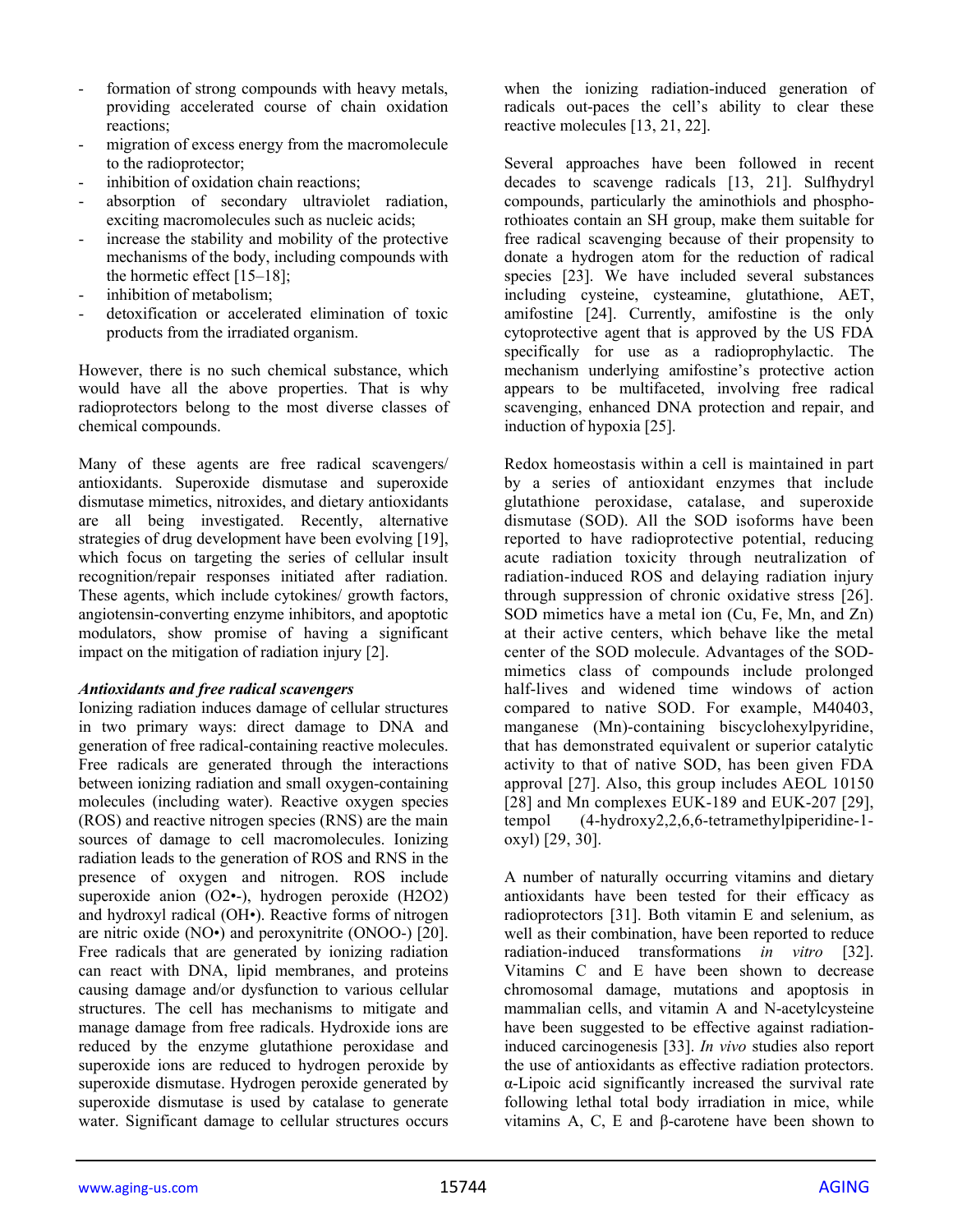- formation of strong compounds with heavy metals, providing accelerated course of chain oxidation reactions;
- migration of excess energy from the macromolecule to the radioprotector;
- inhibition of oxidation chain reactions;
- absorption of secondary ultraviolet radiation, exciting macromolecules such as nucleic acids;
- increase the stability and mobility of the protective mechanisms of the body, including compounds with the hormetic effect [15–18];
- inhibition of metabolism;
- detoxification or accelerated elimination of toxic products from the irradiated organism.

However, there is no such chemical substance, which would have all the above properties. That is why radioprotectors belong to the most diverse classes of chemical compounds.

Many of these agents are free radical scavengers/ antioxidants. Superoxide dismutase and superoxide dismutase mimetics, nitroxides, and dietary antioxidants are all being investigated. Recently, alternative strategies of drug development have been evolving [19], which focus on targeting the series of cellular insult recognition/repair responses initiated after radiation. These agents, which include cytokines/ growth factors, angiotensin-converting enzyme inhibitors, and apoptotic modulators, show promise of having a significant impact on the mitigation of radiation injury [2].

***Antioxidants and free radical scavengers***

Ionizing radiation induces damage of cellular structures in two primary ways: direct damage to DNA and generation of free radical-containing reactive molecules. Free radicals are generated through the interactions between ionizing radiation and small oxygen-containing molecules (including water). Reactive oxygen species (ROS) and reactive nitrogen species (RNS) are the main sources of damage to cell macromolecules. Ionizing radiation leads to the generation of ROS and RNS in the presence of oxygen and nitrogen. ROS include superoxide anion ($O_2^{\bullet -}$), hydrogen peroxide ($H_2O_2$) and hydroxyl radical ($OH^\bullet$). Reactive forms of nitrogen are nitric oxide ($NO^\bullet$) and peroxynitrite ($ONOO^-$) [20]. Free radicals that are generated by ionizing radiation can react with DNA, lipid membranes, and proteins causing damage and/or dysfunction to various cellular structures. The cell has mechanisms to mitigate and manage damage from free radicals. Hydroxide ions are reduced by the enzyme glutathione peroxidase and superoxide ions are reduced to hydrogen peroxide by superoxide dismutase. Hydrogen peroxide generated by superoxide dismutase is used by catalase to generate water. Significant damage to cellular structures occurs when the ionizing radiation-induced generation of radicals out-paces the cell's ability to clear these reactive molecules [13, 21, 22].

Several approaches have been followed in recent decades to scavenge radicals [13, 21]. Sulfhydryl compounds, particularly the aminothiols and phosphorothioates contain an SH group, make them suitable for free radical scavenging because of their propensity to donate a hydrogen atom for the reduction of radical species [23]. We have included several substances including cysteine, cysteamine, glutathione, AET, amifostine [24]. Currently, amifostine is the only cytoprotective agent that is approved by the US FDA specifically for use as a radioprophylactic. The mechanism underlying amifostine's protective action appears to be multifaceted, involving free radical scavenging, enhanced DNA protection and repair, and induction of hypoxia [25].

Redox homeostasis within a cell is maintained in part by a series of antioxidant enzymes that include glutathione peroxidase, catalase, and superoxide dismutase (SOD). All the SOD isoforms have been reported to have radioprotective potential, reducing acute radiation toxicity through neutralization of radiation-induced ROS and delaying radiation injury through suppression of chronic oxidative stress [26]. SOD mimetics have a metal ion (Cu, Fe, Mn, and Zn) at their active centers, which behave like the metal center of the SOD molecule. Advantages of the SOD-mimetics class of compounds include prolonged half-lives and widened time windows of action compared to native SOD. For example, M40403, manganese (Mn)-containing biscyclohexylpyridine, that has demonstrated equivalent or superior catalytic activity to that of native SOD, has been given FDA approval [27]. Also, this group includes AEOL 10150 [28] and Mn complexes EUK-189 and EUK-207 [29], tempol (4-hydroxy2,2,6,6-tetramethylpiperidine-1-oxyl) [29, 30].

A number of naturally occurring vitamins and dietary antioxidants have been tested for their efficacy as radioprotectors [31]. Both vitamin E and selenium, as well as their combination, have been reported to reduce radiation-induced transformations *in vitro* [32]. Vitamins C and E have been shown to decrease chromosomal damage, mutations and apoptosis in mammalian cells, and vitamin A and N-acetylcysteine have been suggested to be effective against radiation-induced carcinogenesis [33]. *In vivo* studies also report the use of antioxidants as effective radiation protectors. α-Lipoic acid significantly increased the survival rate following lethal total body irradiation in mice, while vitamins A, C, E and β-carotene have been shown to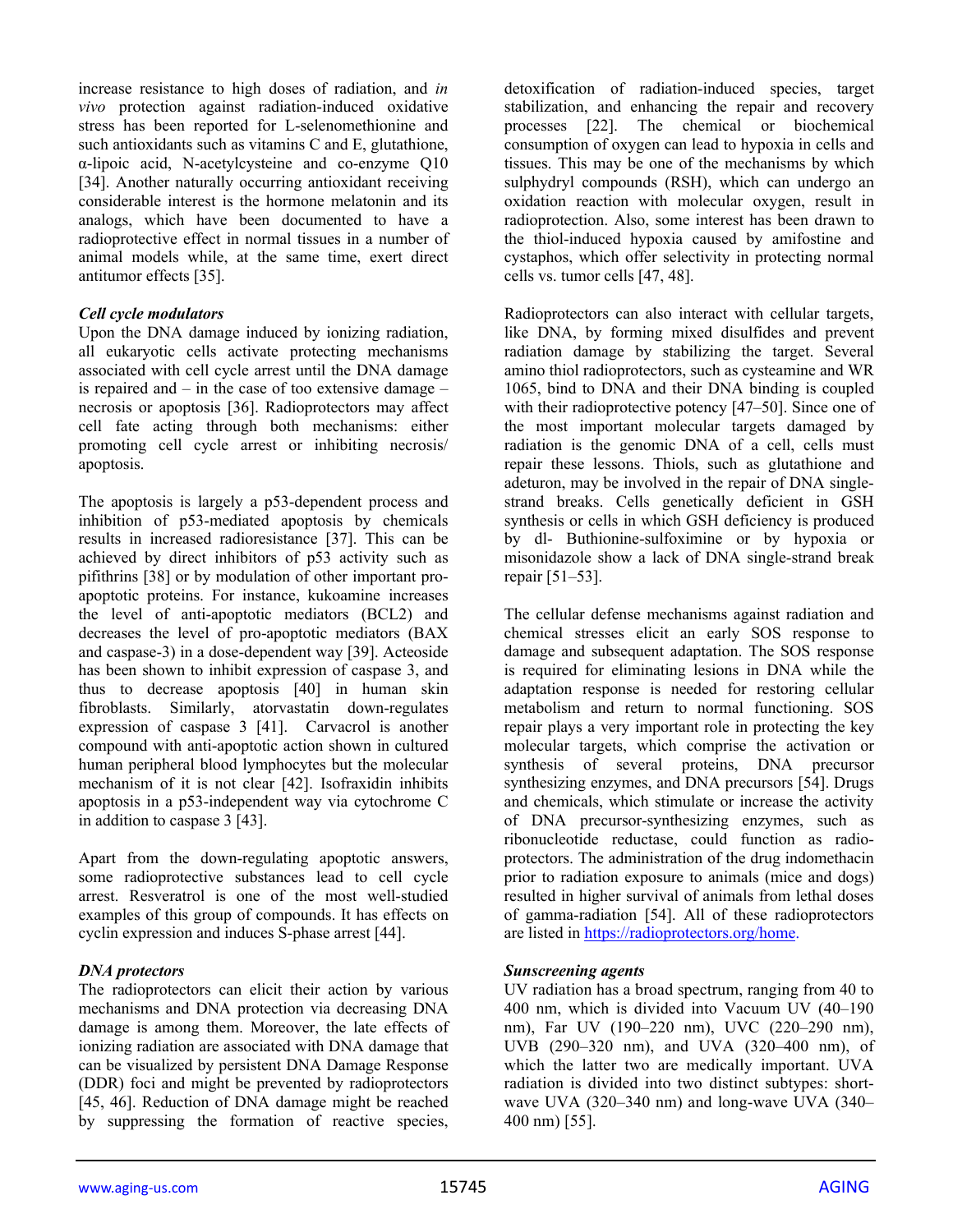increase resistance to high doses of radiation, and *in vivo* protection against radiation-induced oxidative stress has been reported for L-selenomethionine and such antioxidants such as vitamins C and E, glutathione, α-lipoic acid, N-acetylcysteine and co-enzyme Q10 [34]. Another naturally occurring antioxidant receiving considerable interest is the hormone melatonin and its analogs, which have been documented to have a radioprotective effect in normal tissues in a number of animal models while, at the same time, exert direct antitumor effects [35].

***Cell cycle modulators***

Upon the DNA damage induced by ionizing radiation, all eukaryotic cells activate protecting mechanisms associated with cell cycle arrest until the DNA damage is repaired and – in the case of too extensive damage – necrosis or apoptosis [36]. Radioprotectors may affect cell fate acting through both mechanisms: either promoting cell cycle arrest or inhibiting necrosis/apoptosis.

The apoptosis is largely a p53-dependent process and inhibition of p53-mediated apoptosis by chemicals results in increased radioresistance [37]. This can be achieved by direct inhibitors of p53 activity such as pifithrins [38] or by modulation of other important pro-apoptotic proteins. For instance, kukoamine increases the level of anti-apoptotic mediators (BCL2) and decreases the level of pro-apoptotic mediators (BAX and caspase-3) in a dose-dependent way [39]. Acteoside has been shown to inhibit expression of caspase 3, and thus to decrease apoptosis [40] in human skin fibroblasts. Similarly, atorvastatin down-regulates expression of caspase 3 [41]. Carvacrol is another compound with anti-apoptotic action shown in cultured human peripheral blood lymphocytes but the molecular mechanism of it is not clear [42]. Isofraxidin inhibits apoptosis in a p53-independent way via cytochrome C in addition to caspase 3 [43].

Apart from the down-regulating apoptotic answers, some radioprotective substances lead to cell cycle arrest. Resveratrol is one of the most well-studied examples of this group of compounds. It has effects on cyclin expression and induces S-phase arrest [44].

***DNA protectors***

The radioprotectors can elicit their action by various mechanisms and DNA protection via decreasing DNA damage is among them. Moreover, the late effects of ionizing radiation are associated with DNA damage that can be visualized by persistent DNA Damage Response (DDR) foci and might be prevented by radioprotectors [45, 46]. Reduction of DNA damage might be reached by suppressing the formation of reactive species, detoxification of radiation-induced species, target stabilization, and enhancing the repair and recovery processes [22]. The chemical or biochemical consumption of oxygen can lead to hypoxia in cells and tissues. This may be one of the mechanisms by which sulphydryl compounds (RSH), which can undergo an oxidation reaction with molecular oxygen, result in radioprotection. Also, some interest has been drawn to the thiol-induced hypoxia caused by amifostine and cystaphos, which offer selectivity in protecting normal cells vs. tumor cells [47, 48].

Radioprotectors can also interact with cellular targets, like DNA, by forming mixed disulfides and prevent radiation damage by stabilizing the target. Several amino thiol radioprotectors, such as cysteamine and WR 1065, bind to DNA and their DNA binding is coupled with their radioprotective potency [47–50]. Since one of the most important molecular targets damaged by radiation is the genomic DNA of a cell, cells must repair these lesions. Thiols, such as glutathione and adeturon, may be involved in the repair of DNA single-strand breaks. Cells genetically deficient in GSH synthesis or cells in which GSH deficiency is produced by dl- Buthionine-sulfoximine or by hypoxia or misonidazole show a lack of DNA single-strand break repair [51–53].

The cellular defense mechanisms against radiation and chemical stresses elicit an early SOS response to damage and subsequent adaptation. The SOS response is required for eliminating lesions in DNA while the adaptation response is needed for restoring cellular metabolism and return to normal functioning. SOS repair plays a very important role in protecting the key molecular targets, which comprise the activation or synthesis of several proteins, DNA precursor synthesizing enzymes, and DNA precursors [54]. Drugs and chemicals, which stimulate or increase the activity of DNA precursor-synthesizing enzymes, such as ribonucleotide reductase, could function as radio-protectors. The administration of the drug indomethacin prior to radiation exposure to animals (mice and dogs) resulted in higher survival of animals from lethal doses of gamma-radiation [54]. All of these radioprotectors are listed in https://radioprotectors.org/home.

***Sunscreening agents***

UV radiation has a broad spectrum, ranging from 40 to 400 nm, which is divided into Vacuum UV (40–190 nm), Far UV (190–220 nm), UVC (220–290 nm), UVB (290–320 nm), and UVA (320–400 nm), of which the latter two are medically important. UVA radiation is divided into two distinct subtypes: short-wave UVA (320–340 nm) and long-wave UVA (340–400 nm) [55].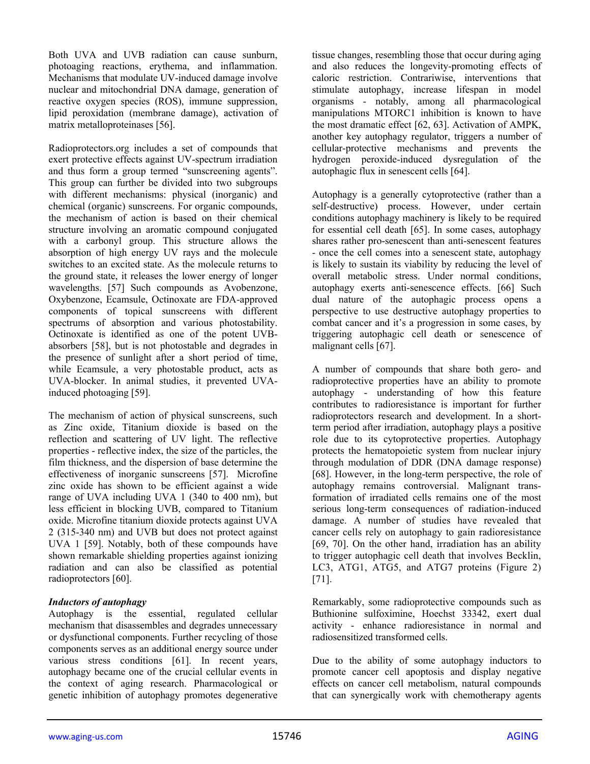Both UVA and UVB radiation can cause sunburn, photoaging reactions, erythema, and inflammation. Mechanisms that modulate UV-induced damage involve nuclear and mitochondrial DNA damage, generation of reactive oxygen species (ROS), immune suppression, lipid peroxidation (membrane damage), activation of matrix metalloproteinases [56].

Radioprotectors.org includes a set of compounds that exert protective effects against UV-spectrum irradiation and thus form a group termed "sunscreening agents". This group can further be divided into two subgroups with different mechanisms: physical (inorganic) and chemical (organic) sunscreens. For organic compounds, the mechanism of action is based on their chemical structure involving an aromatic compound conjugated with a carbonyl group. This structure allows the absorption of high energy UV rays and the molecule switches to an excited state. As the molecule returns to the ground state, it releases the lower energy of longer wavelengths. [57] Such compounds as Avobenzone, Oxybenzone, Ecamsule, Octinoxate are FDA-approved components of topical sunscreens with different spectrums of absorption and various photostability. Octinoxate is identified as one of the potent UVB-absorbers [58], but is not photostable and degrades in the presence of sunlight after a short period of time, while Ecamsule, a very photostable product, acts as UVA-blocker. In animal studies, it prevented UVA-induced photoaging [59].

The mechanism of action of physical sunscreens, such as Zinc oxide, Titanium dioxide is based on the reflection and scattering of UV light. The reflective properties - reflective index, the size of the particles, the film thickness, and the dispersion of base determine the effectiveness of inorganic sunscreens [57]. Microfine zinc oxide has shown to be efficient against a wide range of UVA including UVA 1 (340 to 400 nm), but less efficient in blocking UVB, compared to Titanium oxide. Microfine titanium dioxide protects against UVA 2 (315-340 nm) and UVB but does not protect against UVA 1 [59]. Notably, both of these compounds have shown remarkable shielding properties against ionizing radiation and can also be classified as potential radioprotectors [60].

***Inductors of autophagy***

Autophagy is the essential, regulated cellular mechanism that disassembles and degrades unnecessary or dysfunctional components. Further recycling of those components serves as an additional energy source under various stress conditions [61]. In recent years, autophagy became one of the crucial cellular events in the context of aging research. Pharmacological or genetic inhibition of autophagy promotes degenerative tissue changes, resembling those that occur during aging and also reduces the longevity-promoting effects of caloric restriction. Contrariwise, interventions that stimulate autophagy, increase lifespan in model organisms - notably, among all pharmacological manipulations MTORC1 inhibition is known to have the most dramatic effect [62, 63]. Activation of AMPK, another key autophagy regulator, triggers a number of cellular-protective mechanisms and prevents the hydrogen peroxide-induced dysregulation of the autophagic flux in senescent cells [64].

Autophagy is a generally cytoprotective (rather than a self-destructive) process. However, under certain conditions autophagy machinery is likely to be required for essential cell death [65]. In some cases, autophagy shares rather pro-senescent than anti-senescent features - once the cell comes into a senescent state, autophagy is likely to sustain its viability by reducing the level of overall metabolic stress. Under normal conditions, autophagy exerts anti-senescence effects. [66] Such dual nature of the autophagic process opens a perspective to use destructive autophagy properties to combat cancer and it's a progression in some cases, by triggering autophagic cell death or senescence of malignant cells [67].

A number of compounds that share both gero- and radioprotective properties have an ability to promote autophagy - understanding of how this feature contributes to radioresistance is important for further radioprotectors research and development. In a short-term period after irradiation, autophagy plays a positive role due to its cytoprotective properties. Autophagy protects the hematopoietic system from nuclear injury through modulation of DDR (DNA damage response) [68]. However, in the long-term perspective, the role of autophagy remains controversial. Malignant transformation of irradiated cells remains one of the most serious long-term consequences of radiation-induced damage. A number of studies have revealed that cancer cells rely on autophagy to gain radioresistance [69, 70]. On the other hand, irradiation has an ability to trigger autophagic cell death that involves Becklin, LC3, ATG1, ATG5, and ATG7 proteins (Figure 2) [71].

Remarkably, some radioprotective compounds such as Buthionine sulfoximine, Hoechst 33342, exert dual activity - enhance radioresistance in normal and radiosensitized transformed cells.

Due to the ability of some autophagy inductors to promote cancer cell apoptosis and display negative effects on cancer cell metabolism, natural compounds that can synergically work with chemotherapy agents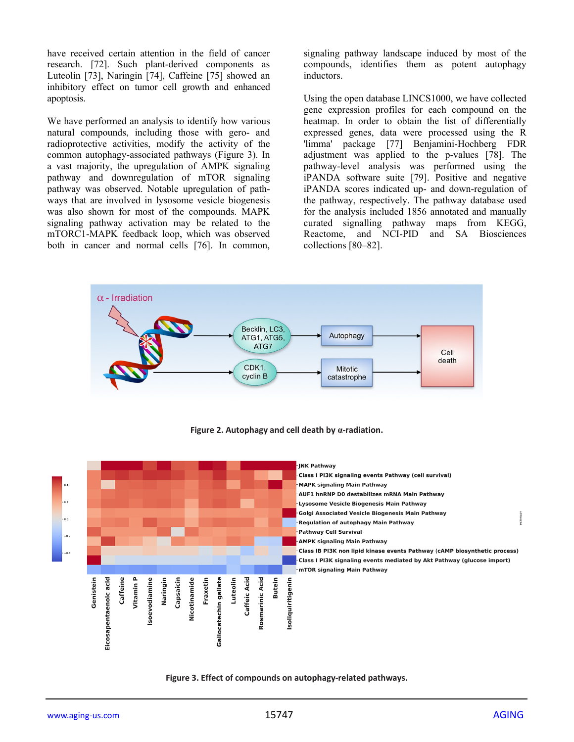have received certain attention in the field of cancer research. [72]. Such plant-derived components as Luteolin [73], Naringin [74], Caffeine [75] showed an inhibitory effect on tumor cell growth and enhanced apoptosis.

We have performed an analysis to identify how various natural compounds, including those with gero- and radioprotective activities, modify the activity of the common autophagy-associated pathways (Figure 3). In a vast majority, the upregulation of AMPK signaling pathway and downregulation of mTOR signaling pathway was observed. Notable upregulation of pathways that are involved in lysosome vesicle biogenesis was also shown for most of the compounds. MAPK signaling pathway activation may be related to the mTORC1-MAPK feedback loop, which was observed both in cancer and normal cells [76]. In common, signaling pathway landscape induced by most of the compounds, identifies them as potent autophagy inductors.

Using the open database LINCS1000, we have collected gene expression profiles for each compound on the heatmap. In order to obtain the list of differentially expressed genes, data were processed using the R 'limma' package [77] Benjamini-Hochberg FDR adjustment was applied to the p-values [78]. The pathway-level analysis was performed using the iPANDA software suite [79]. Positive and negative iPANDA scores indicated up- and down-regulation of the pathway, respectively. The pathway database used for the analysis included 1856 annotated and manually curated signalling pathway maps from KEGG, Reactome, and NCI-PID and SA Biosciences collections [80–82].

**Figure 2. Autophagy and cell death by α-radiation.**

**Figure 3. Effect of compounds on autophagy-related pathways.**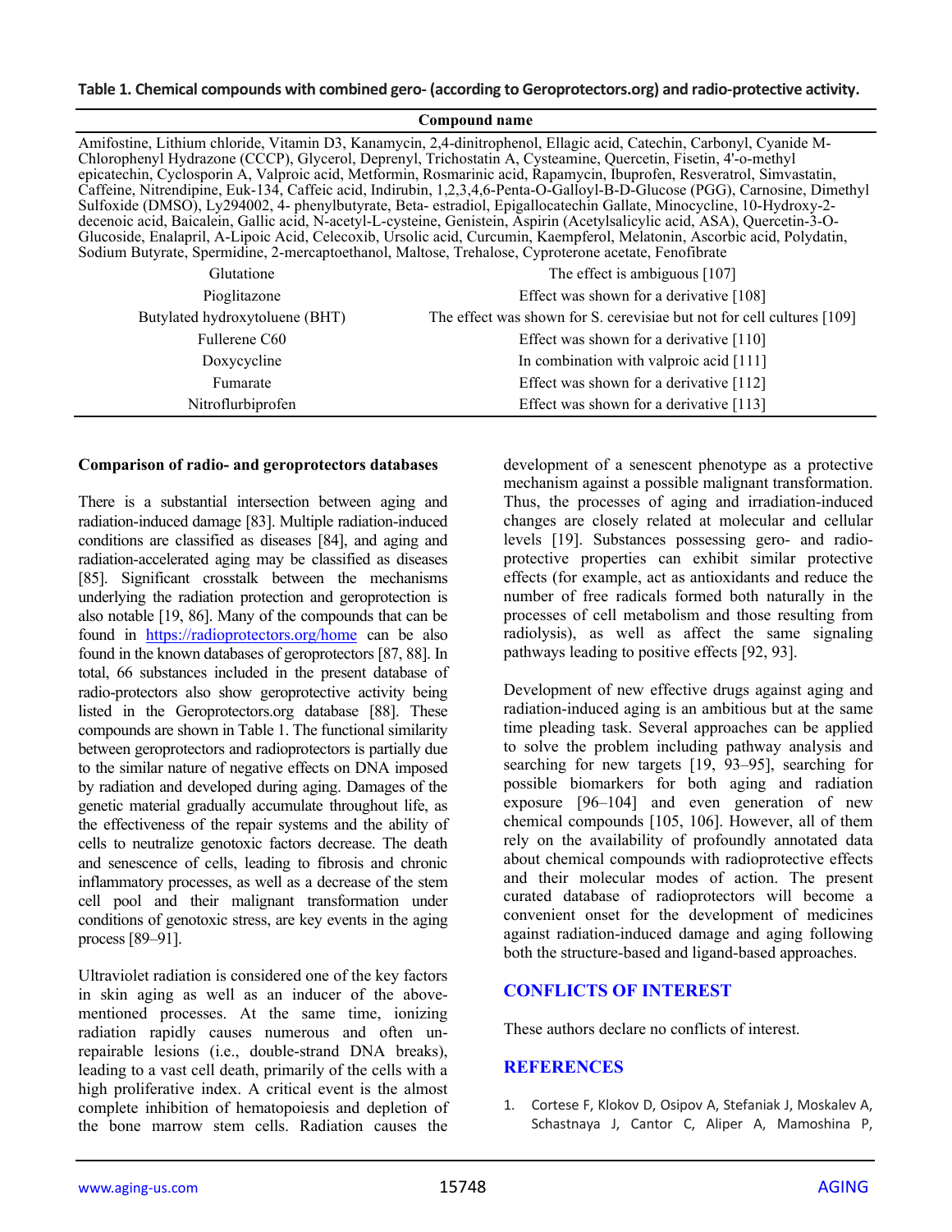**Table 1. Chemical compounds with combined gero- (according to Geroprotectors.org) and radio-protective activity.**

| Compound name | |
|---|---|
| Amifostine, Lithium chloride, Vitamin D3, Kanamycin, 2,4-dinitrophenol, Ellagic acid, Catechin, Carbonyl, Cyanide M-Chlorophenyl Hydrazone (CCCP), Glycerol, Deprenyl, Trichostatin A, Cysteamine, Quercetin, Fisetin, 4'-o-methyl epicatechin, Cyclosporin A, Valproic acid, Metformin, Rosmarinic acid, Rapamycin, Ibuprofen, Resveratrol, Simvastatin, Caffeine, Nitrendipine, Euk-134, Caffeic acid, Indirubin, 1,2,3,4,6-Penta-O-Galloyl-B-D-Glucose (PGG), Carnosine, Dimethyl Sulfoxide (DMSO), Ly294002, 4- phenylbutyrate, Beta- estradiol, Epigallocatechin Gallate, Minocycline, 10-Hydroxy-2-decenoic acid, Baicalein, Gallic acid, N-acetyl-L-cysteine, Genistein, Aspirin (Acetylsalicylic acid, ASA), Quercetin-3-O-Glucoside, Enalapril, A-Lipoic Acid, Celecoxib, Ursolic acid, Curcumin, Kaempferol, Melatonin, Ascorbic acid, Polydatin, Sodium Butyrate, Spermidine, 2-mercaptoethanol, Maltose, Trehalose, Cyproterone acetate, Fenofibrate | |
| Glutatione | The effect is ambiguous [107] |
| Pioglitazone | Effect was shown for a derivative [108] |
| Butylated hydroxytoluene (BHT) | The effect was shown for S. cerevisiae but not for cell cultures [109] |
| Fullerene C60 | Effect was shown for a derivative [110] |
| Doxycycline | In combination with valproic acid [111] |
| Fumarate | Effect was shown for a derivative [112] |
| Nitroflurbiprofen | Effect was shown for a derivative [113] |

**Comparison of radio- and geroprotectors databases**

There is a substantial intersection between aging and radiation-induced damage [83]. Multiple radiation-induced conditions are classified as diseases [84], and aging and radiation-accelerated aging may be classified as diseases [85]. Significant crosstalk between the mechanisms underlying the radiation protection and geroprotection is also notable [19, 86]. Many of the compounds that can be found in https://radioprotectors.org/home can be also found in the known databases of geroprotectors [87, 88]. In total, 66 substances included in the present database of radio-protectors also show geroprotective activity being listed in the Geroprotectors.org database [88]. These compounds are shown in Table 1. The functional similarity between geroprotectors and radioprotectors is partially due to the similar nature of negative effects on DNA imposed by radiation and developed during aging. Damages of the genetic material gradually accumulate throughout life, as the effectiveness of the repair systems and the ability of cells to neutralize genotoxic factors decrease. The death and senescence of cells, leading to fibrosis and chronic inflammatory processes, as well as a decrease of the stem cell pool and their malignant transformation under conditions of genotoxic stress, are key events in the aging process [89–91].

Ultraviolet radiation is considered one of the key factors in skin aging as well as an inducer of the above-mentioned processes. At the same time, ionizing radiation rapidly causes numerous and often un-repairable lesions (i.e., double-strand DNA breaks), leading to a vast cell death, primarily of the cells with a high proliferative index. A critical event is the almost complete inhibition of hematopoiesis and depletion of the bone marrow stem cells. Radiation causes the development of a senescent phenotype as a protective mechanism against a possible malignant transformation. Thus, the processes of aging and irradiation-induced changes are closely related at molecular and cellular levels [19]. Substances possessing gero- and radio-protective properties can exhibit similar protective effects (for example, act as antioxidants and reduce the number of free radicals formed both naturally in the processes of cell metabolism and those resulting from radiolysis), as well as affect the same signaling pathways leading to positive effects [92, 93].

Development of new effective drugs against aging and radiation-induced aging is an ambitious but at the same time pleading task. Several approaches can be applied to solve the problem including pathway analysis and searching for new targets [19, 93–95], searching for possible biomarkers for both aging and radiation exposure [96–104] and even generation of new chemical compounds [105, 106]. However, all of them rely on the availability of profoundly annotated data about chemical compounds with radioprotective effects and their molecular modes of action. The present curated database of radioprotectors will become a convenient onset for the development of medicines against radiation-induced damage and aging following both the structure-based and ligand-based approaches.

## CONFLICTS OF INTEREST

These authors declare no conflicts of interest.

## REFERENCES

1. Cortese F, Klokov D, Osipov A, Stefaniak J, Moskalev A, Schastnaya J, Cantor C, Aliper A, Mamoshina P,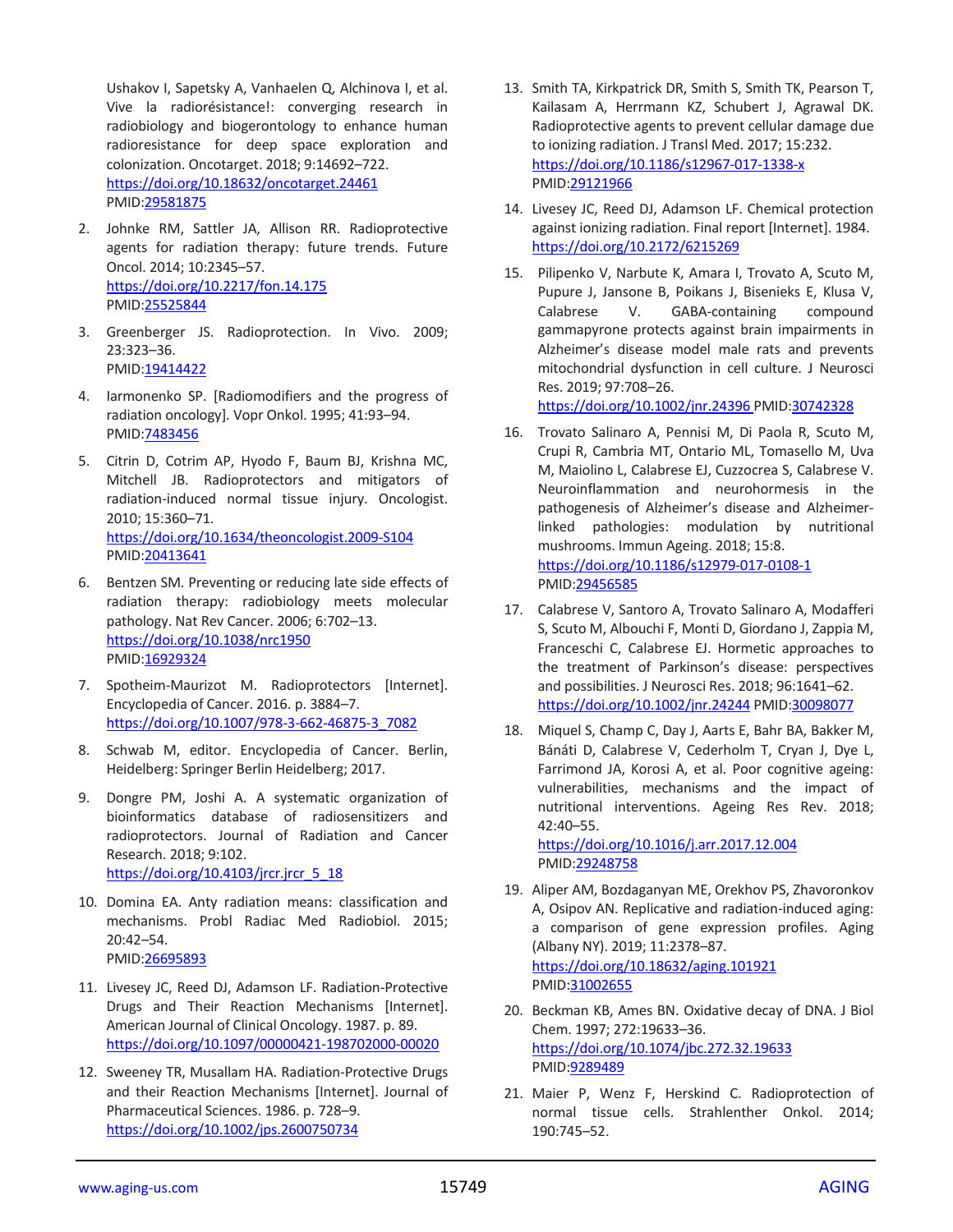Ushakov I, Sapetsky A, Vanhaelen Q, Alchinova I, et al. Vive la radiorésistance!: converging research in radiobiology and biogerontology to enhance human radioresistance for deep space exploration and colonization. Oncotarget. 2018; 9:14692–722. https://doi.org/10.18632/oncotarget.24461 PMID:29581875

2. Johnke RM, Sattler JA, Allison RR. Radioprotective agents for radiation therapy: future trends. Future Oncol. 2014; 10:2345–57. https://doi.org/10.2217/fon.14.175 PMID:25525844

3. Greenberger JS. Radioprotection. In Vivo. 2009; 23:323–36. PMID:19414422

4. Iarmonenko SP. [Radiomodifiers and the progress of radiation oncology]. Vopr Onkol. 1995; 41:93–94. PMID:7483456

5. Citrin D, Cotrim AP, Hyodo F, Baum BJ, Krishna MC, Mitchell JB. Radioprotectors and mitigators of radiation-induced normal tissue injury. Oncologist. 2010; 15:360–71. https://doi.org/10.1634/theoncologist.2009-S104 PMID:20413641

6. Bentzen SM. Preventing or reducing late side effects of radiation therapy: radiobiology meets molecular pathology. Nat Rev Cancer. 2006; 6:702–13. https://doi.org/10.1038/nrc1950 PMID:16929324

7. Spotheim-Maurizot M. Radioprotectors [Internet]. Encyclopedia of Cancer. 2016. p. 3884–7. https://doi.org/10.1007/978-3-662-46875-3_7082

8. Schwab M, editor. Encyclopedia of Cancer. Berlin, Heidelberg: Springer Berlin Heidelberg; 2017.

9. Dongre PM, Joshi A. A systematic organization of bioinformatics database of radiosensitizers and radioprotectors. Journal of Radiation and Cancer Research. 2018; 9:102. https://doi.org/10.4103/jrcr.jrcr_5_18

10. Domina EA. Anty radiation means: classification and mechanisms. Probl Radiac Med Radiobiol. 2015; 20:42–54. PMID:26695893

11. Livesey JC, Reed DJ, Adamson LF. Radiation-Protective Drugs and Their Reaction Mechanisms [Internet]. American Journal of Clinical Oncology. 1987. p. 89. https://doi.org/10.1097/00000421-198702000-00020

12. Sweeney TR, Musallam HA. Radiation-Protective Drugs and their Reaction Mechanisms [Internet]. Journal of Pharmaceutical Sciences. 1986. p. 728–9. https://doi.org/10.1002/jps.2600750734

13. Smith TA, Kirkpatrick DR, Smith S, Smith TK, Pearson T, Kailasam A, Herrmann KZ, Schubert J, Agrawal DK. Radioprotective agents to prevent cellular damage due to ionizing radiation. J Transl Med. 2017; 15:232. https://doi.org/10.1186/s12967-017-1338-x PMID:29121966

14. Livesey JC, Reed DJ, Adamson LF. Chemical protection against ionizing radiation. Final report [Internet]. 1984. https://doi.org/10.2172/6215269

15. Pilipenko V, Narbute K, Amara I, Trovato A, Scuto M, Pupure J, Jansone B, Poikans J, Bisenieks E, Klusa V, Calabrese V. GABA-containing compound gammapyrone protects against brain impairments in Alzheimer's disease model male rats and prevents mitochondrial dysfunction in cell culture. J Neurosci Res. 2019; 97:708–26. https://doi.org/10.1002/jnr.24396 PMID:30742328

16. Trovato Salinaro A, Pennisi M, Di Paola R, Scuto M, Crupi R, Cambria MT, Ontario ML, Tomasello M, Uva M, Maiolino L, Calabrese EJ, Cuzzocrea S, Calabrese V. Neuroinflammation and neurohormesis in the pathogenesis of Alzheimer's disease and Alzheimer-linked pathologies: modulation by nutritional mushrooms. Immun Ageing. 2018; 15:8. https://doi.org/10.1186/s12979-017-0108-1 PMID:29456585

17. Calabrese V, Santoro A, Trovato Salinaro A, Modafferi S, Scuto M, Albouchi F, Monti D, Giordano J, Zappia M, Franceschi C, Calabrese EJ. Hormetic approaches to the treatment of Parkinson's disease: perspectives and possibilities. J Neurosci Res. 2018; 96:1641–62. https://doi.org/10.1002/jnr.24244 PMID:30098077

18. Miquel S, Champ C, Day J, Aarts E, Bahr BA, Bakker M, Bánáti D, Calabrese V, Cederholm T, Cryan J, Dye L, Farrimond JA, Korosi A, et al. Poor cognitive ageing: vulnerabilities, mechanisms and the impact of nutritional interventions. Ageing Res Rev. 2018; 42:40–55. https://doi.org/10.1016/j.arr.2017.12.004 PMID:29248758

19. Aliper AM, Bozdaganyan ME, Orekhov PS, Zhavoronkov A, Osipov AN. Replicative and radiation-induced aging: a comparison of gene expression profiles. Aging (Albany NY). 2019; 11:2378–87. https://doi.org/10.18632/aging.101921 PMID:31002655

20. Beckman KB, Ames BN. Oxidative decay of DNA. J Biol Chem. 1997; 272:19633–36. https://doi.org/10.1074/jbc.272.32.19633 PMID:9289489

21. Maier P, Wenz F, Herskind C. Radioprotection of normal tissue cells. Strahlenther Onkol. 2014; 190:745–52.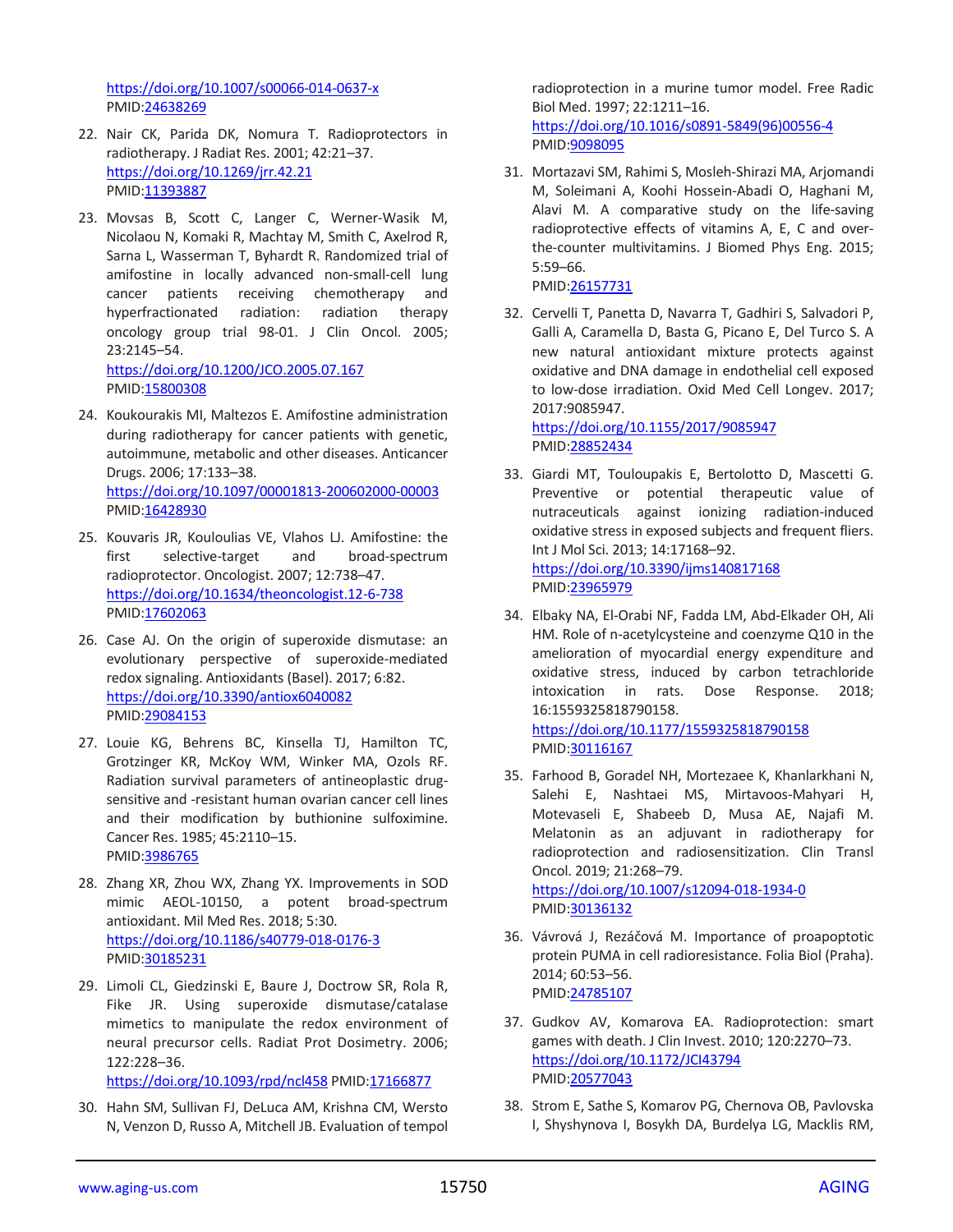https://doi.org/10.1007/s00066-014-0637-x
PMID:24638269

22. Nair CK, Parida DK, Nomura T. Radioprotectors in radiotherapy. J Radiat Res. 2001; 42:21–37.
https://doi.org/10.1269/jrr.42.21
PMID:11393887

23. Movsas B, Scott C, Langer C, Werner-Wasik M, Nicolaou N, Komaki R, Machtay M, Smith C, Axelrod R, Sarna L, Wasserman T, Byhardt R. Randomized trial of amifostine in locally advanced non-small-cell lung cancer patients receiving chemotherapy and hyperfractionated radiation: radiation therapy oncology group trial 98-01. J Clin Oncol. 2005; 23:2145–54.
https://doi.org/10.1200/JCO.2005.07.167
PMID:15800308

24. Koukourakis MI, Maltezos E. Amifostine administration during radiotherapy for cancer patients with genetic, autoimmune, metabolic and other diseases. Anticancer Drugs. 2006; 17:133–38.
https://doi.org/10.1097/00001813-200602000-00003
PMID:16428930

25. Kouvaris JR, Kouloulias VE, Vlahos LJ. Amifostine: the first selective-target and broad-spectrum radioprotector. Oncologist. 2007; 12:738–47.
https://doi.org/10.1634/theoncologist.12-6-738
PMID:17602063

26. Case AJ. On the origin of superoxide dismutase: an evolutionary perspective of superoxide-mediated redox signaling. Antioxidants (Basel). 2017; 6:82.
https://doi.org/10.3390/antiox6040082
PMID:29084153

27. Louie KG, Behrens BC, Kinsella TJ, Hamilton TC, Grotzinger KR, McKoy WM, Winker MA, Ozols RF. Radiation survival parameters of antineoplastic drug-sensitive and -resistant human ovarian cancer cell lines and their modification by buthionine sulfoximine. Cancer Res. 1985; 45:2110–15.
PMID:3986765

28. Zhang XR, Zhou WX, Zhang YX. Improvements in SOD mimic AEOL-10150, a potent broad-spectrum antioxidant. Mil Med Res. 2018; 5:30.
https://doi.org/10.1186/s40779-018-0176-3
PMID:30185231

29. Limoli CL, Giedzinski E, Baure J, Doctrow SR, Rola R, Fike JR. Using superoxide dismutase/catalase mimetics to manipulate the redox environment of neural precursor cells. Radiat Prot Dosimetry. 2006; 122:228–36.
https://doi.org/10.1093/rpd/ncl458 PMID:17166877

30. Hahn SM, Sullivan FJ, DeLuca AM, Krishna CM, Wersto N, Venzon D, Russo A, Mitchell JB. Evaluation of tempol radioprotection in a murine tumor model. Free Radic Biol Med. 1997; 22:1211–16.
https://doi.org/10.1016/s0891-5849(96)00556-4
PMID:9098095

31. Mortazavi SM, Rahimi S, Mosleh-Shirazi MA, Arjomandi M, Soleimani A, Koohi Hossein-Abadi O, Haghani M, Alavi M. A comparative study on the life-saving radioprotective effects of vitamins A, E, C and over-the-counter multivitamins. J Biomed Phys Eng. 2015; 5:59–66.
PMID:26157731

32. Cervelli T, Panetta D, Navarra T, Gadhiri S, Salvadori P, Galli A, Caramella D, Basta G, Picano E, Del Turco S. A new natural antioxidant mixture protects against oxidative and DNA damage in endothelial cell exposed to low-dose irradiation. Oxid Med Cell Longev. 2017; 2017:9085947.
https://doi.org/10.1155/2017/9085947
PMID:28852434

33. Giardi MT, Touloupakis E, Bertolotto D, Mascetti G. Preventive or potential therapeutic value of nutraceuticals against ionizing radiation-induced oxidative stress in exposed subjects and frequent fliers. Int J Mol Sci. 2013; 14:17168–92.
https://doi.org/10.3390/ijms140817168
PMID:23965979

34. Elbaky NA, El-Orabi NF, Fadda LM, Abd-Elkader OH, Ali HM. Role of n-acetylcysteine and coenzyme Q10 in the amelioration of myocardial energy expenditure and oxidative stress, induced by carbon tetrachloride intoxication in rats. Dose Response. 2018; 16:1559325818790158.
https://doi.org/10.1177/1559325818790158
PMID:30116167

35. Farhood B, Goradel NH, Mortezaee K, Khanlarkhani N, Salehi E, Nashtaei MS, Mirtavoos-Mahyari H, Motevaseli E, Shabeeb D, Musa AE, Najafi M. Melatonin as an adjuvant in radiotherapy for radioprotection and radiosensitization. Clin Transl Oncol. 2019; 21:268–79.
https://doi.org/10.1007/s12094-018-1934-0
PMID:30136132

36. Vávrová J, Rezáčová M. Importance of proapoptotic protein PUMA in cell radioresistance. Folia Biol (Praha). 2014; 60:53–56.
PMID:24785107

37. Gudkov AV, Komarova EA. Radioprotection: smart games with death. J Clin Invest. 2010; 120:2270–73.
https://doi.org/10.1172/JCI43794
PMID:20577043

38. Strom E, Sathe S, Komarov PG, Chernova OB, Pavlovska I, Shyshynova I, Bosykh DA, Burdelya LG, Macklis RM,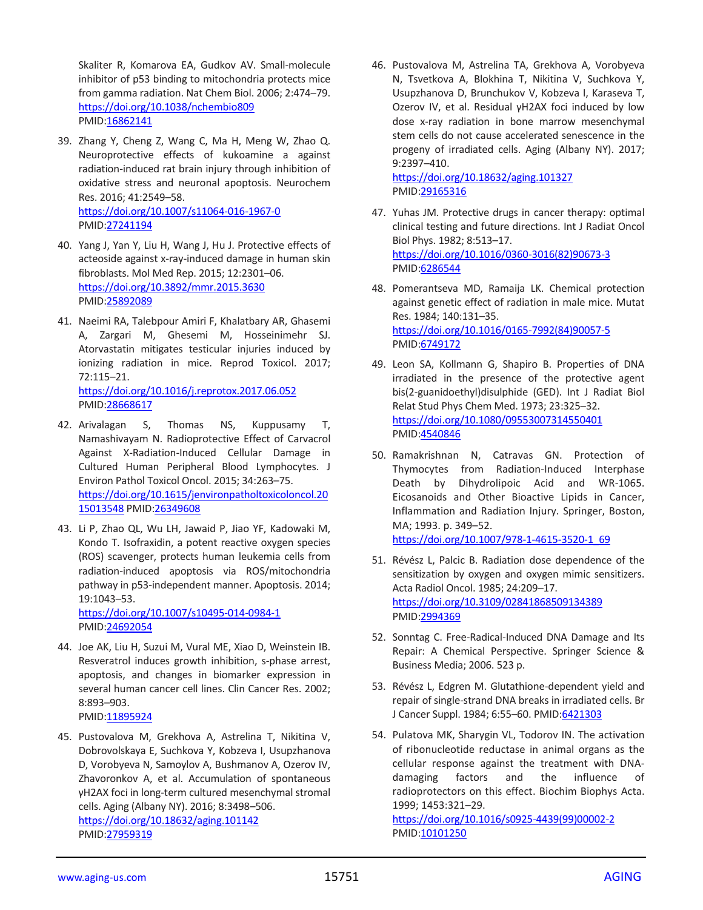Skaliter R, Komarova EA, Gudkov AV. Small-molecule inhibitor of p53 binding to mitochondria protects mice from gamma radiation. Nat Chem Biol. 2006; 2:474–79. https://doi.org/10.1038/nchembio809 PMID:16862141

39. Zhang Y, Cheng Z, Wang C, Ma H, Meng W, Zhao Q. Neuroprotective effects of kukoamine a against radiation-induced rat brain injury through inhibition of oxidative stress and neuronal apoptosis. Neurochem Res. 2016; 41:2549–58. https://doi.org/10.1007/s11064-016-1967-0 PMID:27241194

40. Yang J, Yan Y, Liu H, Wang J, Hu J. Protective effects of acteoside against x-ray-induced damage in human skin fibroblasts. Mol Med Rep. 2015; 12:2301–06. https://doi.org/10.3892/mmr.2015.3630 PMID:25892089

41. Naeimi RA, Talebpour Amiri F, Khalatbary AR, Ghasemi A, Zargari M, Ghesemi M, Hosseinimehr SJ. Atorvastatin mitigates testicular injuries induced by ionizing radiation in mice. Reprod Toxicol. 2017; 72:115–21. https://doi.org/10.1016/j.reprotox.2017.06.052 PMID:28668617

42. Arivalagan S, Thomas NS, Kuppusamy T, Namashivayam N. Radioprotective Effect of Carvacrol Against X-Radiation-Induced Cellular Damage in Cultured Human Peripheral Blood Lymphocytes. J Environ Pathol Toxicol Oncol. 2015; 34:263–75. https://doi.org/10.1615/jenvironpatholtoxicoloncol.2015013548 PMID:26349608

43. Li P, Zhao QL, Wu LH, Jawaid P, Jiao YF, Kadowaki M, Kondo T. Isofraxidin, a potent reactive oxygen species (ROS) scavenger, protects human leukemia cells from radiation-induced apoptosis via ROS/mitochondria pathway in p53-independent manner. Apoptosis. 2014; 19:1043–53. https://doi.org/10.1007/s10495-014-0984-1 PMID:24692054

44. Joe AK, Liu H, Suzui M, Vural ME, Xiao D, Weinstein IB. Resveratrol induces growth inhibition, s-phase arrest, apoptosis, and changes in biomarker expression in several human cancer cell lines. Clin Cancer Res. 2002; 8:893–903. PMID:11895924

45. Pustovalova M, Grekhova A, Astrelina T, Nikitina V, Dobrovolskaya E, Suchkova Y, Kobzeva I, Usupzhanova D, Vorobyeva N, Samoylov A, Bushmanov A, Ozerov IV, Zhavoronkov A, et al. Accumulation of spontaneous γH2AX foci in long-term cultured mesenchymal stromal cells. Aging (Albany NY). 2016; 8:3498–506. https://doi.org/10.18632/aging.101142 PMID:27959319

46. Pustovalova M, Astrelina TA, Grekhova A, Vorobyeva N, Tsvetkova A, Blokhina T, Nikitina V, Suchkova Y, Usupzhanova D, Brunchukov V, Kobzeva I, Karaseva T, Ozerov IV, et al. Residual γH2AX foci induced by low dose x-ray radiation in bone marrow mesenchymal stem cells do not cause accelerated senescence in the progeny of irradiated cells. Aging (Albany NY). 2017; 9:2397–410. https://doi.org/10.18632/aging.101327 PMID:29165316

47. Yuhas JM. Protective drugs in cancer therapy: optimal clinical testing and future directions. Int J Radiat Oncol Biol Phys. 1982; 8:513–17. https://doi.org/10.1016/0360-3016(82)90673-3 PMID:6286544

48. Pomerantseva MD, Ramaija LK. Chemical protection against genetic effect of radiation in male mice. Mutat Res. 1984; 140:131–35. https://doi.org/10.1016/0165-7992(84)90057-5 PMID:6749172

49. Leon SA, Kollmann G, Shapiro B. Properties of DNA irradiated in the presence of the protective agent bis(2-guanidoethyl)disulphide (GED). Int J Radiat Biol Relat Stud Phys Chem Med. 1973; 23:325–32. https://doi.org/10.1080/09553007314550401 PMID:4540846

50. Ramakrishnan N, Catravas GN. Protection of Thymocytes from Radiation-Induced Interphase Death by Dihydrolipoic Acid and WR-1065. Eicosanoids and Other Bioactive Lipids in Cancer, Inflammation and Radiation Injury. Springer, Boston, MA; 1993. p. 349–52. https://doi.org/10.1007/978-1-4615-3520-1_69

51. Révész L, Palcic B. Radiation dose dependence of the sensitization by oxygen and oxygen mimic sensitizers. Acta Radiol Oncol. 1985; 24:209–17. https://doi.org/10.3109/02841868509134389 PMID:2994369

52. Sonntag C. Free-Radical-Induced DNA Damage and Its Repair: A Chemical Perspective. Springer Science & Business Media; 2006. 523 p.

53. Révész L, Edgren M. Glutathione-dependent yield and repair of single-strand DNA breaks in irradiated cells. Br J Cancer Suppl. 1984; 6:55–60. PMID:6421303

54. Pulatova MK, Sharygin VL, Todorov IN. The activation of ribonucleotide reductase in animal organs as the cellular response against the treatment with DNA-damaging factors and the influence of radioprotectors on this effect. Biochim Biophys Acta. 1999; 1453:321–29. https://doi.org/10.1016/s0925-4439(99)00002-2 PMID:10101250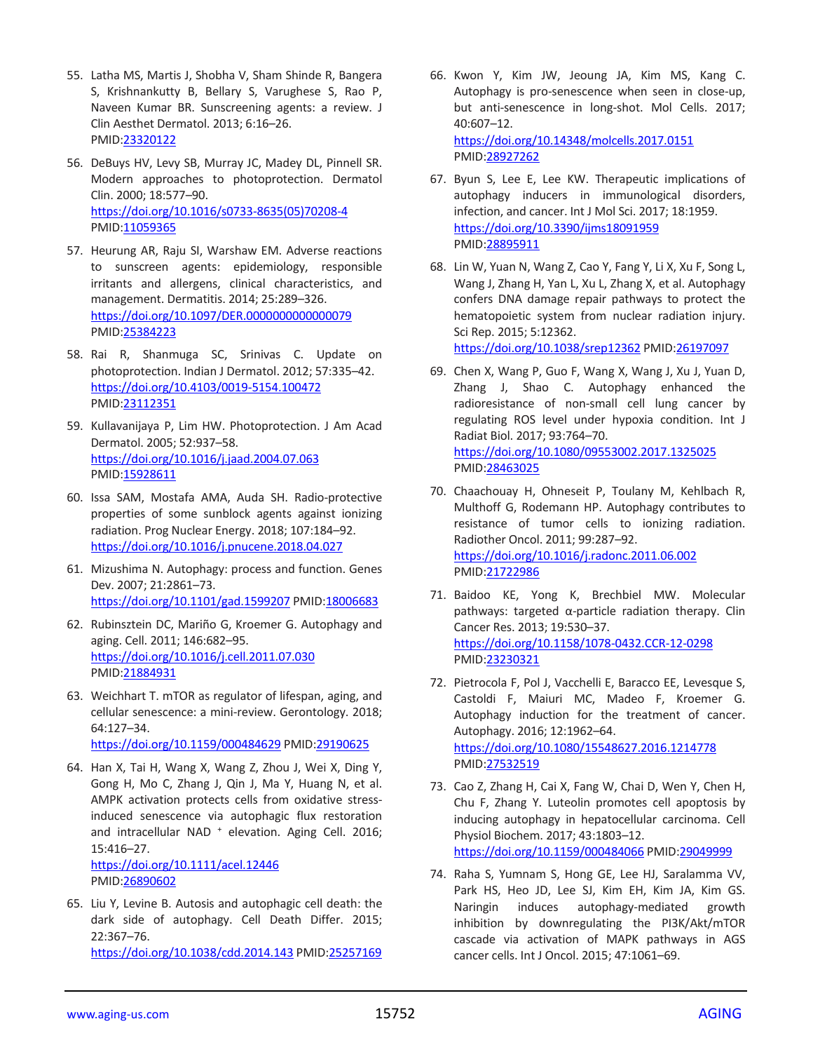55. Latha MS, Martis J, Shobha V, Sham Shinde R, Bangera S, Krishnankutty B, Bellary S, Varughese S, Rao P, Naveen Kumar BR. Sunscreening agents: a review. J Clin Aesthet Dermatol. 2013; 6:16–26. PMID:23320122

56. DeBuys HV, Levy SB, Murray JC, Madey DL, Pinnell SR. Modern approaches to photoprotection. Dermatol Clin. 2000; 18:577–90. https://doi.org/10.1016/s0733-8635(05)70208-4 PMID:11059365

57. Heurung AR, Raju SI, Warshaw EM. Adverse reactions to sunscreen agents: epidemiology, responsible irritants and allergens, clinical characteristics, and management. Dermatitis. 2014; 25:289–326. https://doi.org/10.1097/DER.0000000000000079 PMID:25384223

58. Rai R, Shanmuga SC, Srinivas C. Update on photoprotection. Indian J Dermatol. 2012; 57:335–42. https://doi.org/10.4103/0019-5154.100472 PMID:23112351

59. Kullavanijaya P, Lim HW. Photoprotection. J Am Acad Dermatol. 2005; 52:937–58. https://doi.org/10.1016/j.jaad.2004.07.063 PMID:15928611

60. Issa SAM, Mostafa AMA, Auda SH. Radio-protective properties of some sunblock agents against ionizing radiation. Prog Nuclear Energy. 2018; 107:184–92. https://doi.org/10.1016/j.pnucene.2018.04.027

61. Mizushima N. Autophagy: process and function. Genes Dev. 2007; 21:2861–73. https://doi.org/10.1101/gad.1599207 PMID:18006683

62. Rubinsztein DC, Mariño G, Kroemer G. Autophagy and aging. Cell. 2011; 146:682–95. https://doi.org/10.1016/j.cell.2011.07.030 PMID:21884931

63. Weichhart T. mTOR as regulator of lifespan, aging, and cellular senescence: a mini-review. Gerontology. 2018; 64:127–34. https://doi.org/10.1159/000484629 PMID:29190625

64. Han X, Tai H, Wang X, Wang Z, Zhou J, Wei X, Ding Y, Gong H, Mo C, Zhang J, Qin J, Ma Y, Huang N, et al. AMPK activation protects cells from oxidative stress-induced senescence via autophagic flux restoration and intracellular NAD $^{+}$ elevation. Aging Cell. 2016; 15:416–27. https://doi.org/10.1111/acel.12446 PMID:26890602

65. Liu Y, Levine B. Autosis and autophagic cell death: the dark side of autophagy. Cell Death Differ. 2015; 22:367–76. https://doi.org/10.1038/cdd.2014.143 PMID:25257169

66. Kwon Y, Kim JW, Jeoung JA, Kim MS, Kang C. Autophagy is pro-senescence when seen in close-up, but anti-senescence in long-shot. Mol Cells. 2017; 40:607–12. https://doi.org/10.14348/molcells.2017.0151 PMID:28927262

67. Byun S, Lee E, Lee KW. Therapeutic implications of autophagy inducers in immunological disorders, infection, and cancer. Int J Mol Sci. 2017; 18:1959. https://doi.org/10.3390/ijms18091959 PMID:28895911

68. Lin W, Yuan N, Wang Z, Cao Y, Fang Y, Li X, Xu F, Song L, Wang J, Zhang H, Yan L, Xu L, Zhang X, et al. Autophagy confers DNA damage repair pathways to protect the hematopoietic system from nuclear radiation injury. Sci Rep. 2015; 5:12362. https://doi.org/10.1038/srep12362 PMID:26197097

69. Chen X, Wang P, Guo F, Wang X, Wang J, Xu J, Yuan D, Zhang J, Shao C. Autophagy enhanced the radioresistance of non-small cell lung cancer by regulating ROS level under hypoxia condition. Int J Radiat Biol. 2017; 93:764–70. https://doi.org/10.1080/09553002.2017.1325025 PMID:28463025

70. Chaachouay H, Ohneseit P, Toulany M, Kehlbach R, Multhoff G, Rodemann HP. Autophagy contributes to resistance of tumor cells to ionizing radiation. Radiother Oncol. 2011; 99:287–92. https://doi.org/10.1016/j.radonc.2011.06.002 PMID:21722986

71. Baidoo KE, Yong K, Brechbiel MW. Molecular pathways: targeted α-particle radiation therapy. Clin Cancer Res. 2013; 19:530–37. https://doi.org/10.1158/1078-0432.CCR-12-0298 PMID:23230321

72. Pietrocola F, Pol J, Vacchelli E, Baracco EE, Levesque S, Castoldi F, Maiuri MC, Madeo F, Kroemer G. Autophagy induction for the treatment of cancer. Autophagy. 2016; 12:1962–64. https://doi.org/10.1080/15548627.2016.1214778 PMID:27532519

73. Cao Z, Zhang H, Cai X, Fang W, Chai D, Wen Y, Chen H, Chu F, Zhang Y. Luteolin promotes cell apoptosis by inducing autophagy in hepatocellular carcinoma. Cell Physiol Biochem. 2017; 43:1803–12. https://doi.org/10.1159/000484066 PMID:29049999

74. Raha S, Yumnam S, Hong GE, Lee HJ, Saralamma VV, Park HS, Heo JD, Lee SJ, Kim EH, Kim JA, Kim GS. Naringin induces autophagy-mediated growth inhibition by downregulating the PI3K/Akt/mTOR cascade via activation of MAPK pathways in AGS cancer cells. Int J Oncol. 2015; 47:1061–69.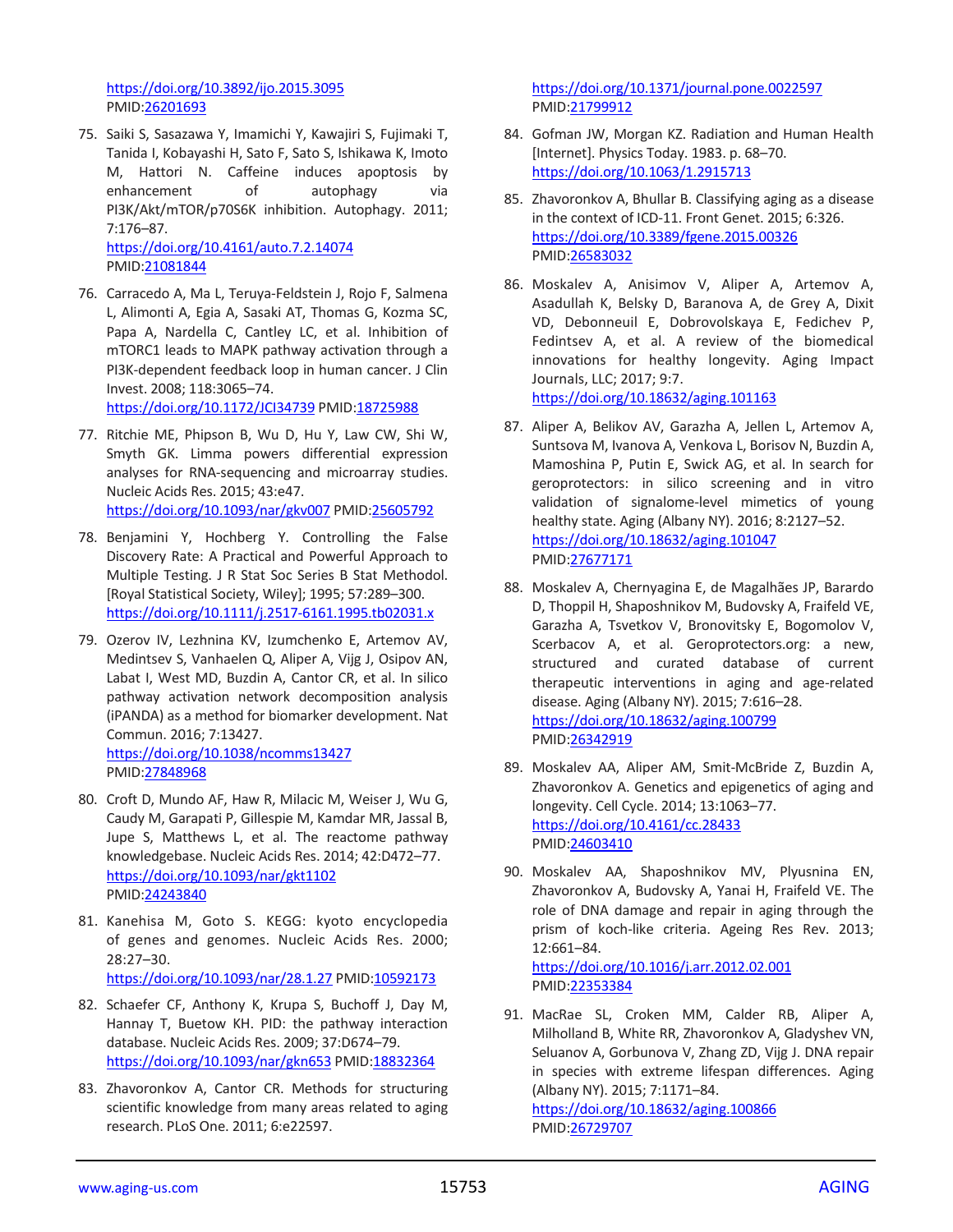https://doi.org/10.3892/ijo.2015.3095
PMID:26201693

75. Saiki S, Sasazawa Y, Imamichi Y, Kawajiri S, Fujimaki T, Tanida I, Kobayashi H, Sato F, Sato S, Ishikawa K, Imoto M, Hattori N. Caffeine induces apoptosis by enhancement of autophagy via PI3K/Akt/mTOR/p70S6K inhibition. Autophagy. 2011; 7:176–87.
https://doi.org/10.4161/auto.7.2.14074
PMID:21081844

76. Carracedo A, Ma L, Teruya-Feldstein J, Rojo F, Salmena L, Alimonti A, Egia A, Sasaki AT, Thomas G, Kozma SC, Papa A, Nardella C, Cantley LC, et al. Inhibition of mTORC1 leads to MAPK pathway activation through a PI3K-dependent feedback loop in human cancer. J Clin Invest. 2008; 118:3065–74.
https://doi.org/10.1172/JCI34739 PMID:18725988

77. Ritchie ME, Phipson B, Wu D, Hu Y, Law CW, Shi W, Smyth GK. Limma powers differential expression analyses for RNA-sequencing and microarray studies. Nucleic Acids Res. 2015; 43:e47.
https://doi.org/10.1093/nar/gkv007 PMID:25605792

78. Benjamini Y, Hochberg Y. Controlling the False Discovery Rate: A Practical and Powerful Approach to Multiple Testing. J R Stat Soc Series B Stat Methodol. [Royal Statistical Society, Wiley]; 1995; 57:289–300.
https://doi.org/10.1111/j.2517-6161.1995.tb02031.x

79. Ozerov IV, Lezhnina KV, Izumchenko E, Artemov AV, Medintsev S, Vanhaelen Q, Aliper A, Vijg J, Osipov AN, Labat I, West MD, Buzdin A, Cantor CR, et al. In silico pathway activation network decomposition analysis (iPANDA) as a method for biomarker development. Nat Commun. 2016; 7:13427.
https://doi.org/10.1038/ncomms13427
PMID:27848968

80. Croft D, Mundo AF, Haw R, Milacic M, Weiser J, Wu G, Caudy M, Garapati P, Gillespie M, Kamdar MR, Jassal B, Jupe S, Matthews L, et al. The reactome pathway knowledgebase. Nucleic Acids Res. 2014; 42:D472–77.
https://doi.org/10.1093/nar/gkt1102
PMID:24243840

81. Kanehisa M, Goto S. KEGG: kyoto encyclopedia of genes and genomes. Nucleic Acids Res. 2000; 28:27–30.
https://doi.org/10.1093/nar/28.1.27 PMID:10592173

82. Schaefer CF, Anthony K, Krupa S, Buchoff J, Day M, Hannay T, Buetow KH. PID: the pathway interaction database. Nucleic Acids Res. 2009; 37:D674–79.
https://doi.org/10.1093/nar/gkn653 PMID:18832364

83. Zhavoronkov A, Cantor CR. Methods for structuring scientific knowledge from many areas related to aging research. PLoS One. 2011; 6:e22597.
https://doi.org/10.1371/journal.pone.0022597
PMID:21799912

84. Gofman JW, Morgan KZ. Radiation and Human Health [Internet]. Physics Today. 1983. p. 68–70.
https://doi.org/10.1063/1.2915713

85. Zhavoronkov A, Bhullar B. Classifying aging as a disease in the context of ICD-11. Front Genet. 2015; 6:326.
https://doi.org/10.3389/fgene.2015.00326
PMID:26583032

86. Moskalev A, Anisimov V, Aliper A, Artemov A, Asadullah K, Belsky D, Baranova A, de Grey A, Dixit VD, Debonneuil E, Dobrovolskaya E, Fedichev P, Fedintsev A, et al. A review of the biomedical innovations for healthy longevity. Aging Impact Journals, LLC; 2017; 9:7.
https://doi.org/10.18632/aging.101163

87. Aliper A, Belikov AV, Garazha A, Jellen L, Artemov A, Suntsova M, Ivanova A, Venkova L, Borisov N, Buzdin A, Mamoshina P, Putin E, Swick AG, et al. In search for geroprotectors: in silico screening and in vitro validation of signalome-level mimetics of young healthy state. Aging (Albany NY). 2016; 8:2127–52.
https://doi.org/10.18632/aging.101047
PMID:27677171

88. Moskalev A, Chernyagina E, de Magalhães JP, Barardo D, Thoppil H, Shaposhnikov M, Budovsky A, Fraifeld VE, Garazha A, Tsvetkov V, Bronovitsky E, Bogomolov V, Scerbacov A, et al. Geroprotectors.org: a new, structured and curated database of current therapeutic interventions in aging and age-related disease. Aging (Albany NY). 2015; 7:616–28.
https://doi.org/10.18632/aging.100799
PMID:26342919

89. Moskalev AA, Aliper AM, Smit-McBride Z, Buzdin A, Zhavoronkov A. Genetics and epigenetics of aging and longevity. Cell Cycle. 2014; 13:1063–77.
https://doi.org/10.4161/cc.28433
PMID:24603410

90. Moskalev AA, Shaposhnikov MV, Plyusnina EN, Zhavoronkov A, Budovsky A, Yanai H, Fraifeld VE. The role of DNA damage and repair in aging through the prism of koch-like criteria. Ageing Res Rev. 2013; 12:661–84.
https://doi.org/10.1016/j.arr.2012.02.001
PMID:22353384

91. MacRae SL, Croken MM, Calder RB, Aliper A, Milholland B, White RR, Zhavoronkov A, Gladyshev VN, Seluanov A, Gorbunova V, Zhang ZD, Vijg J. DNA repair in species with extreme lifespan differences. Aging (Albany NY). 2015; 7:1171–84.
https://doi.org/10.18632/aging.100866
PMID:26729707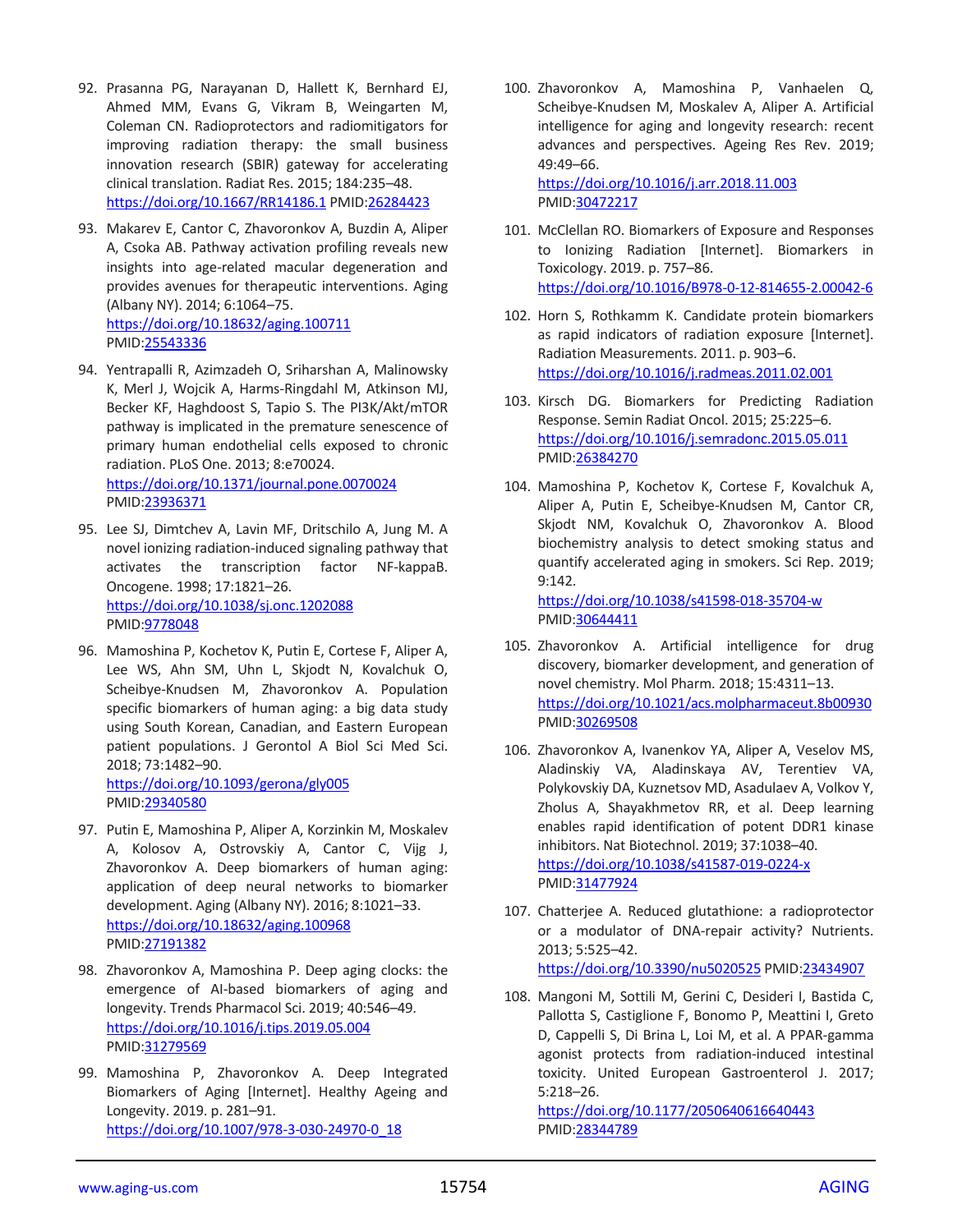92. Prasanna PG, Narayanan D, Hallett K, Bernhard EJ, Ahmed MM, Evans G, Vikram B, Weingarten M, Coleman CN. Radioprotectors and radiomitigators for improving radiation therapy: the small business innovation research (SBIR) gateway for accelerating clinical translation. Radiat Res. 2015; 184:235–48. https://doi.org/10.1667/RR14186.1 PMID:26284423

93. Makarev E, Cantor C, Zhavoronkov A, Buzdin A, Aliper A, Csoka AB. Pathway activation profiling reveals new insights into age-related macular degeneration and provides avenues for therapeutic interventions. Aging (Albany NY). 2014; 6:1064–75. https://doi.org/10.18632/aging.100711 PMID:25543336

94. Yentrapalli R, Azimzadeh O, Sriharshan A, Malinowsky K, Merl J, Wojcik A, Harms-Ringdahl M, Atkinson MJ, Becker KF, Haghdoost S, Tapio S. The PI3K/Akt/mTOR pathway is implicated in the premature senescence of primary human endothelial cells exposed to chronic radiation. PLoS One. 2013; 8:e70024. https://doi.org/10.1371/journal.pone.0070024 PMID:23936371

95. Lee SJ, Dimtchev A, Lavin MF, Dritschilo A, Jung M. A novel ionizing radiation-induced signaling pathway that activates the transcription factor NF-kappaB. Oncogene. 1998; 17:1821–26. https://doi.org/10.1038/sj.onc.1202088 PMID:9778048

96. Mamoshina P, Kochetov K, Putin E, Cortese F, Aliper A, Lee WS, Ahn SM, Uhn L, Skjodt N, Kovalchuk O, Scheibye-Knudsen M, Zhavoronkov A. Population specific biomarkers of human aging: a big data study using South Korean, Canadian, and Eastern European patient populations. J Gerontol A Biol Sci Med Sci. 2018; 73:1482–90. https://doi.org/10.1093/gerona/gly005 PMID:29340580

97. Putin E, Mamoshina P, Aliper A, Korzinkin M, Moskalev A, Kolosov A, Ostrovskiy A, Cantor C, Vijg J, Zhavoronkov A. Deep biomarkers of human aging: application of deep neural networks to biomarker development. Aging (Albany NY). 2016; 8:1021–33. https://doi.org/10.18632/aging.100968 PMID:27191382

98. Zhavoronkov A, Mamoshina P. Deep aging clocks: the emergence of AI-based biomarkers of aging and longevity. Trends Pharmacol Sci. 2019; 40:546–49. https://doi.org/10.1016/j.tips.2019.05.004 PMID:31279569

99. Mamoshina P, Zhavoronkov A. Deep Integrated Biomarkers of Aging [Internet]. Healthy Ageing and Longevity. 2019. p. 281–91. https://doi.org/10.1007/978-3-030-24970-0_18

100. Zhavoronkov A, Mamoshina P, Vanhaelen Q, Scheibye-Knudsen M, Moskalev A, Aliper A. Artificial intelligence for aging and longevity research: recent advances and perspectives. Ageing Res Rev. 2019; 49:49–66. https://doi.org/10.1016/j.arr.2018.11.003 PMID:30472217

101. McClellan RO. Biomarkers of Exposure and Responses to Ionizing Radiation [Internet]. Biomarkers in Toxicology. 2019. p. 757–86. https://doi.org/10.1016/B978-0-12-814655-2.00042-6

102. Horn S, Rothkamm K. Candidate protein biomarkers as rapid indicators of radiation exposure [Internet]. Radiation Measurements. 2011. p. 903–6. https://doi.org/10.1016/j.radmeas.2011.02.001

103. Kirsch DG. Biomarkers for Predicting Radiation Response. Semin Radiat Oncol. 2015; 25:225–6. https://doi.org/10.1016/j.semradonc.2015.05.011 PMID:26384270

104. Mamoshina P, Kochetov K, Cortese F, Kovalchuk A, Aliper A, Putin E, Scheibye-Knudsen M, Cantor CR, Skjodt NM, Kovalchuk O, Zhavoronkov A. Blood biochemistry analysis to detect smoking status and quantify accelerated aging in smokers. Sci Rep. 2019; 9:142. https://doi.org/10.1038/s41598-018-35704-w PMID:30644411

105. Zhavoronkov A. Artificial intelligence for drug discovery, biomarker development, and generation of novel chemistry. Mol Pharm. 2018; 15:4311–13. https://doi.org/10.1021/acs.molpharmaceut.8b00930 PMID:30269508

106. Zhavoronkov A, Ivanenkov YA, Aliper A, Veselov MS, Aladinskiy VA, Aladinskaya AV, Terentiev VA, Polykovskiy DA, Kuznetsov MD, Asadulaev A, Volkov Y, Zholus A, Shayakhmetov RR, et al. Deep learning enables rapid identification of potent DDR1 kinase inhibitors. Nat Biotechnol. 2019; 37:1038–40. https://doi.org/10.1038/s41587-019-0224-x PMID:31477924

107. Chatterjee A. Reduced glutathione: a radioprotector or a modulator of DNA-repair activity? Nutrients. 2013; 5:525–42. https://doi.org/10.3390/nu5020525 PMID:23434907

108. Mangoni M, Sottili M, Gerini C, Desideri I, Bastida C, Pallotta S, Castiglione F, Bonomo P, Meattini I, Greto D, Cappelli S, Di Brina L, Loi M, et al. A PPAR-gamma agonist protects from radiation-induced intestinal toxicity. United European Gastroenterol J. 2017; 5:218–26. https://doi.org/10.1177/2050640616640443 PMID:28344789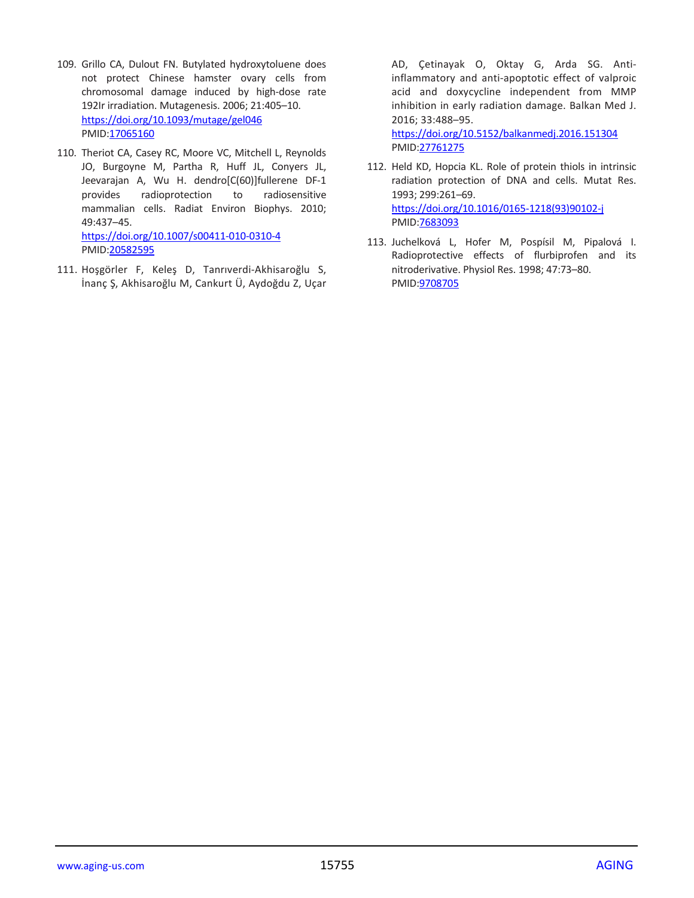109. Grillo CA, Dulout FN. Butylated hydroxytoluene does not protect Chinese hamster ovary cells from chromosomal damage induced by high-dose rate 192Ir irradiation. Mutagenesis. 2006; 21:405–10. https://doi.org/10.1093/mutage/gel046 PMID:17065160

110. Theriot CA, Casey RC, Moore VC, Mitchell L, Reynolds JO, Burgoyne M, Partha R, Huff JL, Conyers JL, Jeevarajan A, Wu H. dendro[C(60)]fullerene DF-1 provides radioprotection to radiosensitive mammalian cells. Radiat Environ Biophys. 2010; 49:437–45. https://doi.org/10.1007/s00411-010-0310-4 PMID:20582595

111. Hoşgörler F, Keleş D, Tanrıverdi-Akhisaroğlu S, İnanç Ş, Akhisaroğlu M, Cankurt Ü, Aydoğdu Z, Uçar AD, Çetinayak O, Oktay G, Arda SG. Anti-inflammatory and anti-apoptotic effect of valproic acid and doxycycline independent from MMP inhibition in early radiation damage. Balkan Med J. 2016; 33:488–95. https://doi.org/10.5152/balkanmedj.2016.151304 PMID:27761275

112. Held KD, Hopcia KL. Role of protein thiols in intrinsic radiation protection of DNA and cells. Mutat Res. 1993; 299:261–69. https://doi.org/10.1016/0165-1218(93)90102-j PMID:7683093

113. Juchelková L, Hofer M, Pospísil M, Pipalová I. Radioprotective effects of flurbiprofen and its nitroderivative. Physiol Res. 1998; 47:73–80. PMID:9708705